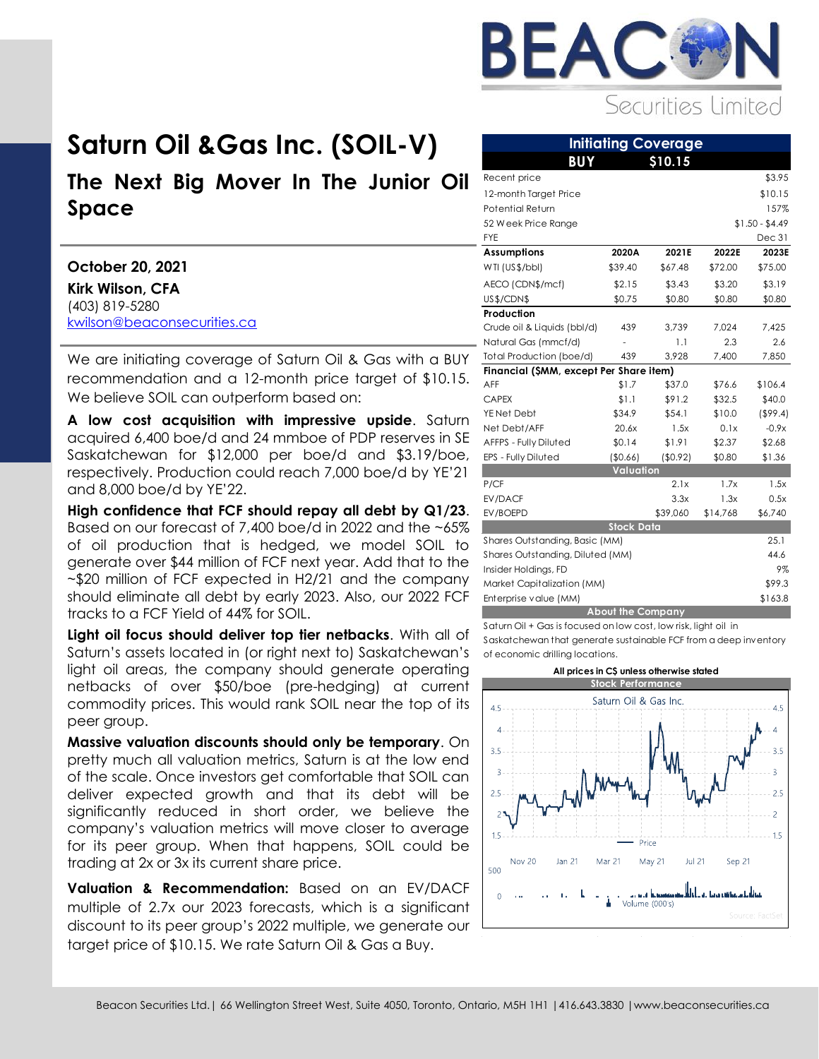# Saturn Oil &Gas Inc. (SOIL-V)

## The Next Big Mover In The Junior Oil Space

**October 20, 2021**

**Kirk Wilson, CFA**
(403) 819-5280
kwilson@beaconsecurities.ca

We are initiating coverage of Saturn Oil & Gas with a BUY recommendation and a 12-month price target of $10.15. We believe SOIL can outperform based on:

**A low cost acquisition with impressive upside**. Saturn acquired 6,400 boe/d and 24 mmboe of PDP reserves in SE Saskatchewan for $12,000 per boe/d and $3.19/boe, respectively. Production could reach 7,000 boe/d by YE'21 and 8,000 boe/d by YE'22.

**High confidence that FCF should repay all debt by Q1/23**. Based on our forecast of 7,400 boe/d in 2022 and the ~65% of oil production that is hedged, we model SOIL to generate over $44 million of FCF next year. Add that to the ~$20 million of FCF expected in H2/21 and the company should eliminate all debt by early 2023. Also, our 2022 FCF tracks to a FCF Yield of 44% for SOIL.

**Light oil focus should deliver top tier netbacks**. With all of Saturn's assets located in (or right next to) Saskatchewan's light oil areas, the company should generate operating netbacks of over $50/boe (pre-hedging) at current commodity prices. This would rank SOIL near the top of its peer group.

**Massive valuation discounts should only be temporary**. On pretty much all valuation metrics, Saturn is at the low end of the scale. Once investors get comfortable that SOIL can deliver expected growth and that its debt will be significantly reduced in short order, we believe the company's valuation metrics will move closer to average for its peer group. When that happens, SOIL could be trading at 2x or 3x its current share price.

**Valuation & Recommendation:** Based on an EV/DACF multiple of 2.7x our 2023 forecasts, which is a significant discount to its peer group's 2022 multiple, we generate our target price of $10.15. We rate Saturn Oil & Gas a Buy.

| Initiating Coverage | | | | |
|---|---|---|---|---|
| **BUY** | | **$10.15** | | |
| Recent price | | | | $3.95 |
| 12-month Target Price | | | | $10.15 |
| Potential Return | | | | 157% |
| 52 Week Price Range | | | | $1.50 - $4.49 |
| FYE | | | | Dec 31 |
| **Assumptions** | **2020A** | **2021E** | **2022E** | **2023E** |
| WTI (US$/bbl) | $39.40 | $67.48 | $72.00 | $75.00 |
| AECO (CDN$/mcf) | $2.15 | $3.43 | $3.20 | $3.19 |
| US$/CDN$ | $0.75 | $0.80 | $0.80 | $0.80 |
| **Production** | | | | |
| Crude oil & Liquids (bbl/d) | 439 | 3,739 | 7,024 | 7,425 |
| Natural Gas (mmcf/d) | - | 1.1 | 2.3 | 2.6 |
| Total Production (boe/d) | 439 | 3,928 | 7,400 | 7,850 |
| **Financial ($MM, except Per Share item)** | | | | |
| AFF | $1.7 | $37.0 | $76.6 | $106.4 |
| CAPEX | $1.1 | $91.2 | $32.5 | $40.0 |
| YE Net Debt | $34.9 | $54.1 | $10.0 | ($99.4) |
| Net Debt/AFF | 20.6x | 1.5x | 0.1x | -0.9x |
| AFFPS - Fully Diluted | $0.14 | $1.91 | $2.37 | $2.68 |
| EPS - Fully Diluted | ($0.66) | ($0.92) | $0.80 | $1.36 |
| **Valuation** | | | | |
| P/CF | | 2.1x | 1.7x | 1.5x |
| EV/DACF | | 3.3x | 1.3x | 0.5x |
| EV/BOEPD | | $39,060 | $14,768 | $6,740 |
| **Stock Data** | | | | |
| Shares Outstanding, Basic (MM) | | | | 25.1 |
| Shares Outstanding, Diluted (MM) | | | | 44.6 |
| Insider Holdings, FD | | | | 9% |
| Market Capitalization (MM) | | | | $99.3 |
| Enterprise value (MM) | | | | $163.8 |

**About the Company**

Saturn Oil + Gas is focused on low cost, low risk, light oil in Saskatchewan that generate sustainable FCF from a deep inventory of economic drilling locations.

All prices in C$ unless otherwise stated

**Stock Performance**

Saturn Oil & Gas Inc.

Source: FactSet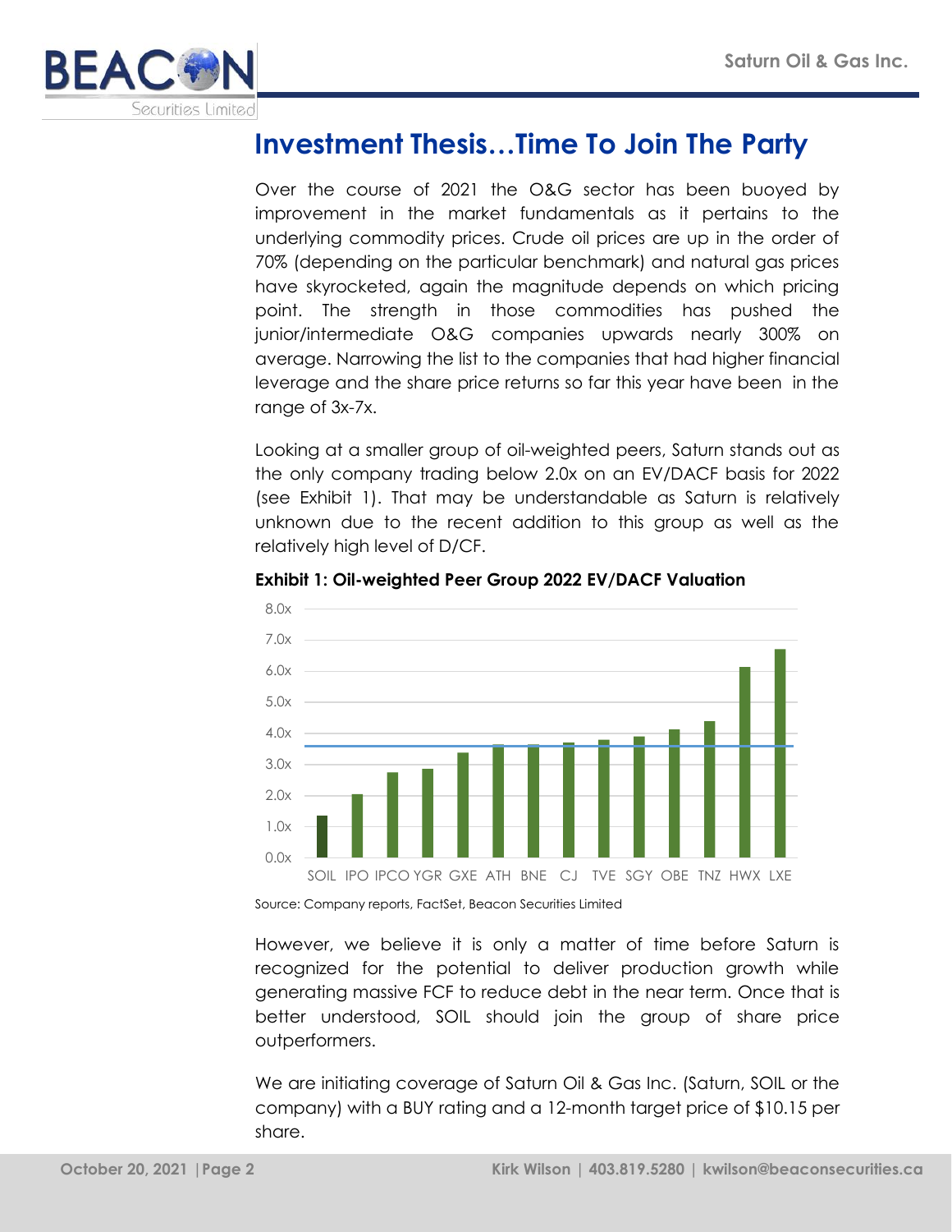## Investment Thesis…Time To Join The Party

Over the course of 2021 the O&G sector has been buoyed by improvement in the market fundamentals as it pertains to the underlying commodity prices. Crude oil prices are up in the order of 70% (depending on the particular benchmark) and natural gas prices have skyrocketed, again the magnitude depends on which pricing point. The strength in those commodities has pushed the junior/intermediate O&G companies upwards nearly 300% on average. Narrowing the list to the companies that had higher financial leverage and the share price returns so far this year have been in the range of 3x-7x.

Looking at a smaller group of oil-weighted peers, Saturn stands out as the only company trading below 2.0x on an EV/DACF basis for 2022 (see Exhibit 1). That may be understandable as Saturn is relatively unknown due to the recent addition to this group as well as the relatively high level of D/CF.

**Exhibit 1: Oil-weighted Peer Group 2022 EV/DACF Valuation**

8.0x
7.0x
6.0x
5.0x
4.0x
3.0x
2.0x
1.0x
0.0x

SOIL IPO IPCO YGR GXE ATH BNE CJ TVE SGY OBE TNZ HWX LXE

Source: Company reports, FactSet, Beacon Securities Limited

However, we believe it is only a matter of time before Saturn is recognized for the potential to deliver production growth while generating massive FCF to reduce debt in the near term. Once that is better understood, SOIL should join the group of share price outperformers.

We are initiating coverage of Saturn Oil & Gas Inc. (Saturn, SOIL or the company) with a BUY rating and a 12-month target price of $10.15 per share.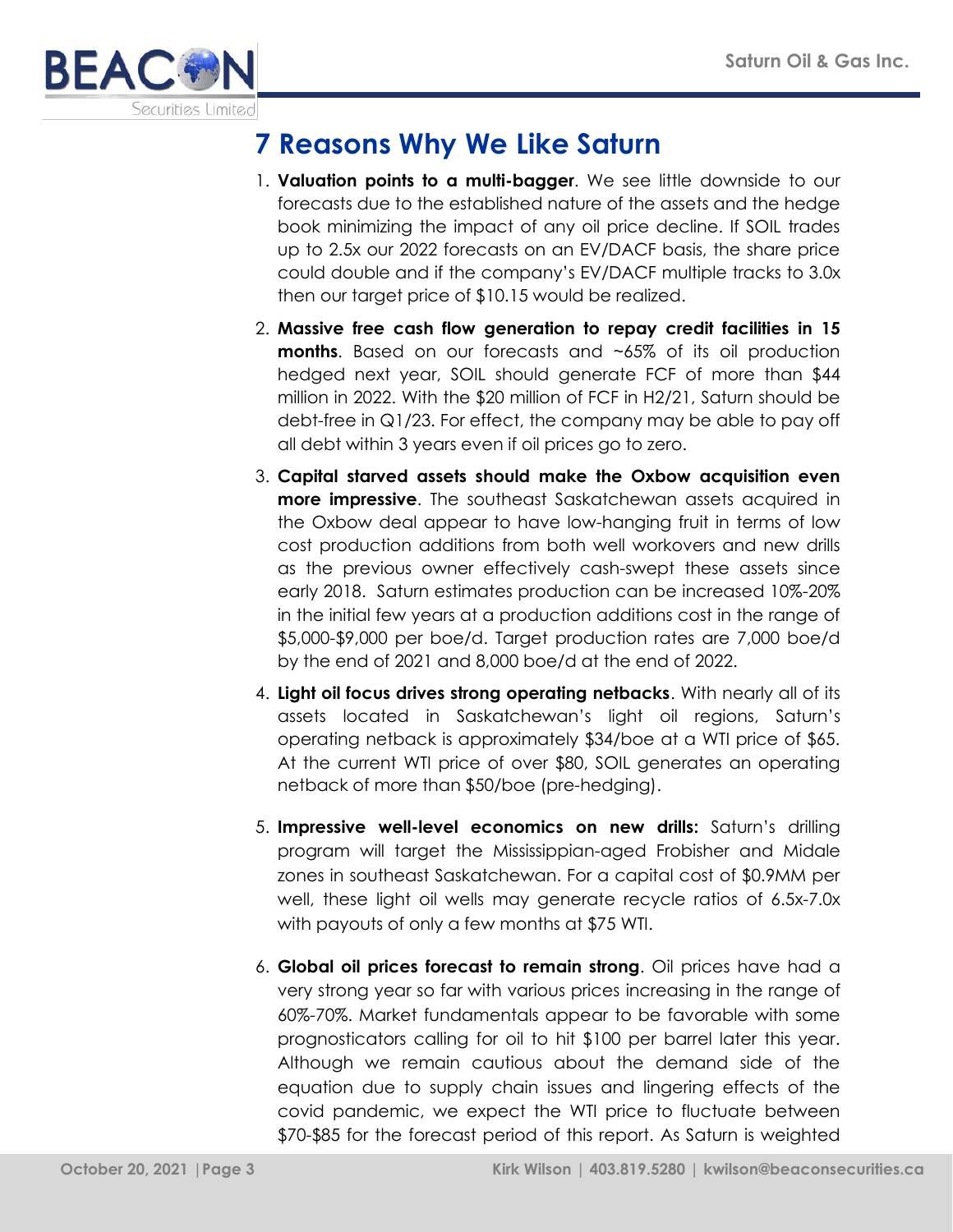## 7 Reasons Why We Like Saturn

1. **Valuation points to a multi-bagger**. We see little downside to our forecasts due to the established nature of the assets and the hedge book minimizing the impact of any oil price decline. If SOIL trades up to 2.5x our 2022 forecasts on an EV/DACF basis, the share price could double and if the company's EV/DACF multiple tracks to 3.0x then our target price of $10.15 would be realized.

2. **Massive free cash flow generation to repay credit facilities in 15 months**. Based on our forecasts and ~65% of its oil production hedged next year, SOIL should generate FCF of more than $44 million in 2022. With the $20 million of FCF in H2/21, Saturn should be debt-free in Q1/23. For effect, the company may be able to pay off all debt within 3 years even if oil prices go to zero.

3. **Capital starved assets should make the Oxbow acquisition even more impressive**. The southeast Saskatchewan assets acquired in the Oxbow deal appear to have low-hanging fruit in terms of low cost production additions from both well workovers and new drills as the previous owner effectively cash-swept these assets since early 2018. Saturn estimates production can be increased 10%-20% in the initial few years at a production additions cost in the range of $5,000-$9,000 per boe/d. Target production rates are 7,000 boe/d by the end of 2021 and 8,000 boe/d at the end of 2022.

4. **Light oil focus drives strong operating netbacks**. With nearly all of its assets located in Saskatchewan's light oil regions, Saturn's operating netback is approximately $34/boe at a WTI price of $65. At the current WTI price of over $80, SOIL generates an operating netback of more than $50/boe (pre-hedging).

5. **Impressive well-level economics on new drills:** Saturn's drilling program will target the Mississippian-aged Frobisher and Midale zones in southeast Saskatchewan. For a capital cost of $0.9MM per well, these light oil wells may generate recycle ratios of 6.5x-7.0x with payouts of only a few months at $75 WTI.

6. **Global oil prices forecast to remain strong**. Oil prices have had a very strong year so far with various prices increasing in the range of 60%-70%. Market fundamentals appear to be favorable with some prognosticators calling for oil to hit $100 per barrel later this year. Although we remain cautious about the demand side of the equation due to supply chain issues and lingering effects of the covid pandemic, we expect the WTI price to fluctuate between $70-$85 for the forecast period of this report. As Saturn is weighted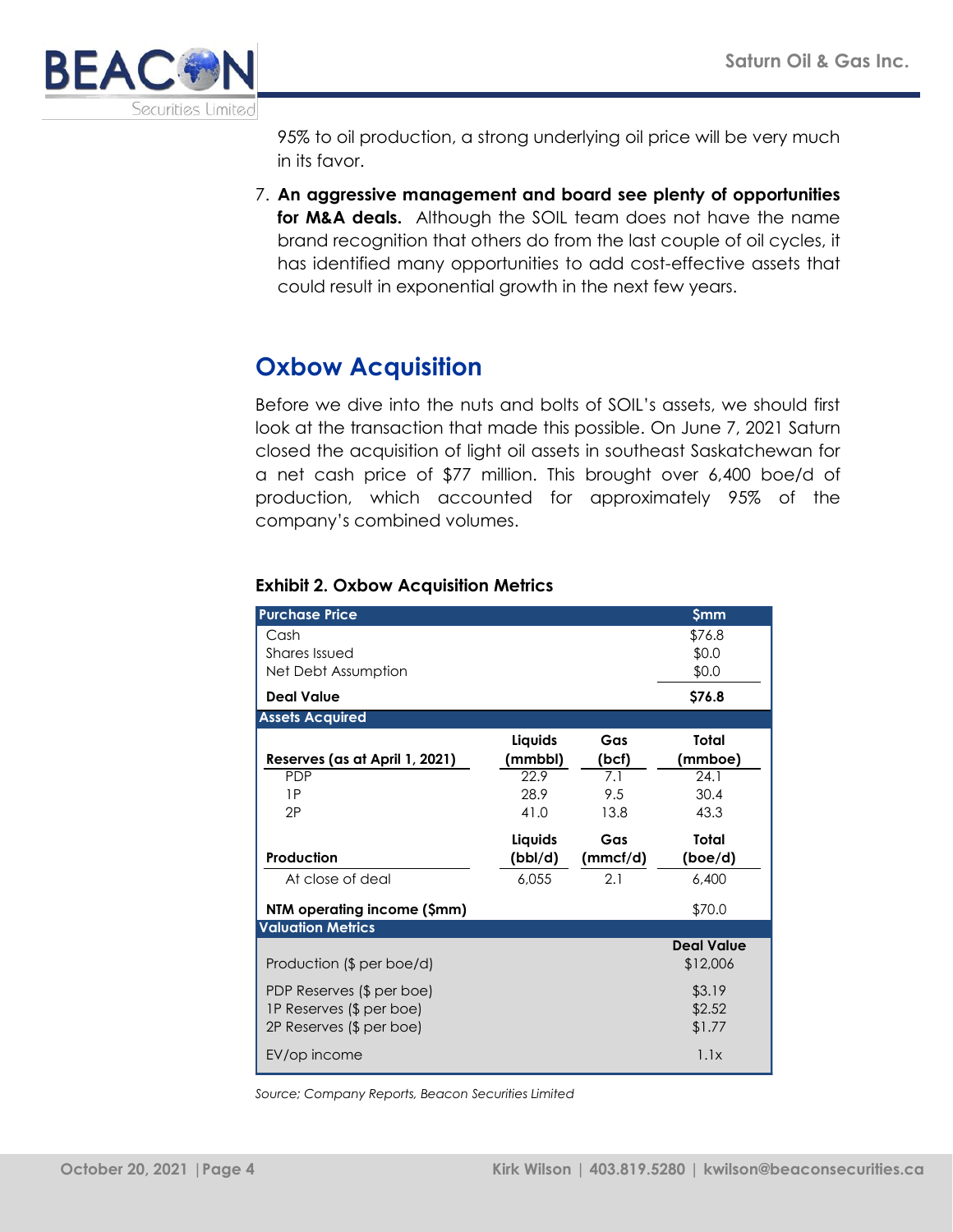95% to oil production, a strong underlying oil price will be very much in its favor.

7. **An aggressive management and board see plenty of opportunities for M&A deals.** Although the SOIL team does not have the name brand recognition that others do from the last couple of oil cycles, it has identified many opportunities to add cost-effective assets that could result in exponential growth in the next few years.

## Oxbow Acquisition

Before we dive into the nuts and bolts of SOIL's assets, we should first look at the transaction that made this possible. On June 7, 2021 Saturn closed the acquisition of light oil assets in southeast Saskatchewan for a net cash price of $77 million. This brought over 6,400 boe/d of production, which accounted for approximately 95% of the company's combined volumes.

**Exhibit 2. Oxbow Acquisition Metrics**

| **Purchase Price** | | | **$mm** |
|---|---|---|---|
| Cash | | | $76.8 |
| Shares Issued | | | $0.0 |
| Net Debt Assumption | | | $0.0 |
| **Deal Value** | | | **$76.8** |
| **Assets Acquired** | | | |
| **Reserves (as at April 1, 2021)** | **Liquids (mmbbl)** | **Gas (bcf)** | **Total (mmboe)** |
| PDP | 22.9 | 7.1 | 24.1 |
| 1P | 28.9 | 9.5 | 30.4 |
| 2P | 41.0 | 13.8 | 43.3 |
| **Production** | **Liquids (bbl/d)** | **Gas (mmcf/d)** | **Total (boe/d)** |
| At close of deal | 6,055 | 2.1 | 6,400 |
| **NTM operating income ($mm)** | | | $70.0 |
| **Valuation Metrics** | | | **Deal Value** |
| Production ($ per boe/d) | | | $12,006 |
| PDP Reserves ($ per boe) | | | $3.19 |
| 1P Reserves ($ per boe) | | | $2.52 |
| 2P Reserves ($ per boe) | | | $1.77 |
| EV/op income | | | 1.1x |

*Source; Company Reports, Beacon Securities Limited*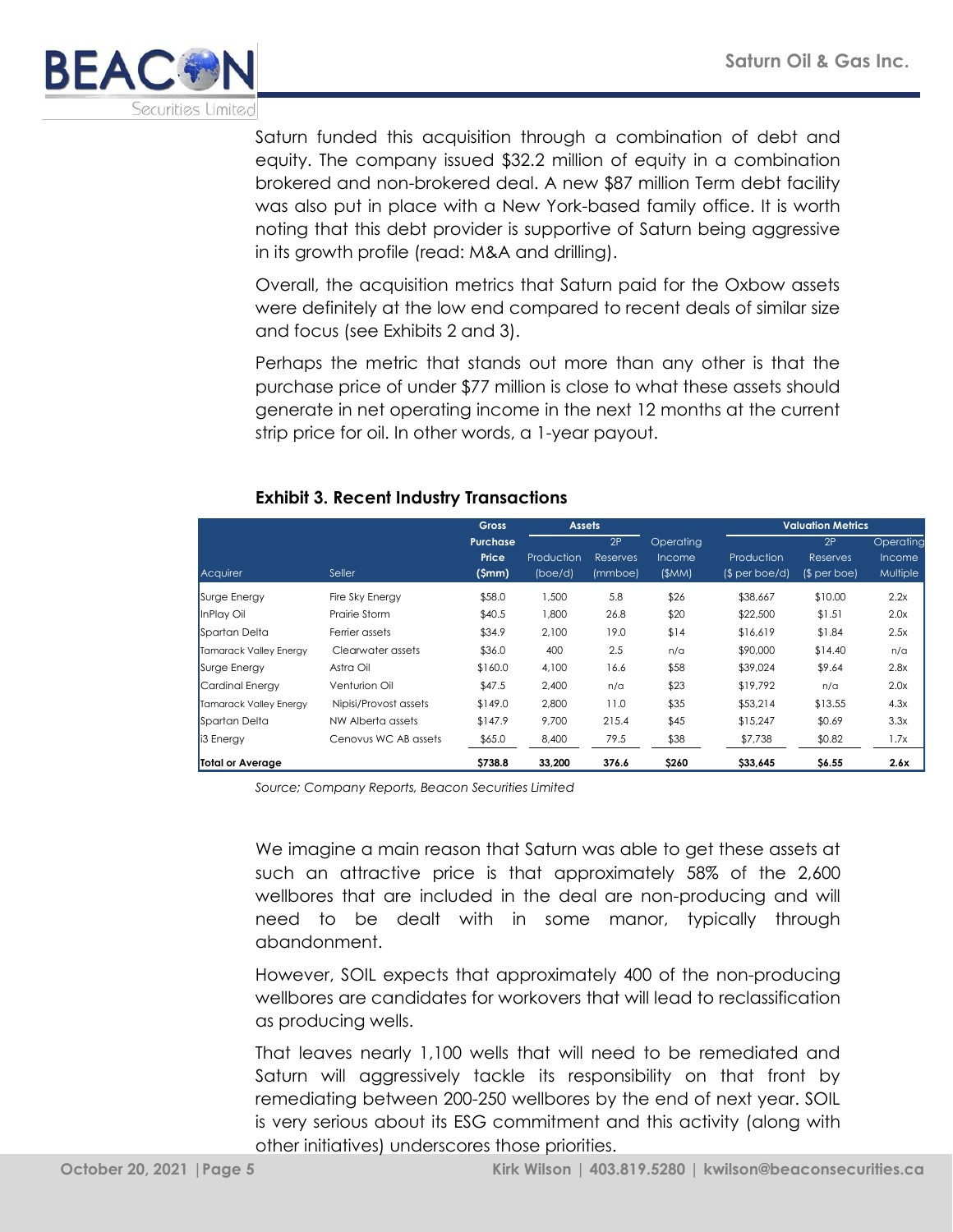Saturn funded this acquisition through a combination of debt and equity. The company issued $32.2 million of equity in a combination brokered and non-brokered deal. A new $87 million Term debt facility was also put in place with a New York-based family office. It is worth noting that this debt provider is supportive of Saturn being aggressive in its growth profile (read: M&A and drilling).

Overall, the acquisition metrics that Saturn paid for the Oxbow assets were definitely at the low end compared to recent deals of similar size and focus (see Exhibits 2 and 3).

Perhaps the metric that stands out more than any other is that the purchase price of under $77 million is close to what these assets should generate in net operating income in the next 12 months at the current strip price for oil. In other words, a 1-year payout.

### Exhibit 3. Recent Industry Transactions

| | | Gross | Assets | | | Valuation Metrics | | |
|---|---|---|---|---|---|---|---|---|
| Acquirer | Seller | Purchase Price ($mm) | Production (boe/d) | 2P Reserves (mmboe) | Operating Income ($MM) | Production ($ per boe/d) | 2P Reserves ($ per boe) | Operating Income Multiple |
| Surge Energy | Fire Sky Energy | $58.0 | 1,500 | 5.8 | $26 | $38,667 | $10.00 | 2.2x |
| InPlay Oil | Prairie Storm | $40.5 | 1,800 | 26.8 | $20 | $22,500 | $1.51 | 2.0x |
| Spartan Delta | Ferrier assets | $34.9 | 2,100 | 19.0 | $14 | $16,619 | $1.84 | 2.5x |
| Tamarack Valley Energy | Clearwater assets | $36.0 | 400 | 2.5 | n/a | $90,000 | $14.40 | n/a |
| Surge Energy | Astra Oil | $160.0 | 4,100 | 16.6 | $58 | $39,024 | $9.64 | 2.8x |
| Cardinal Energy | Venturion Oil | $47.5 | 2,400 | n/a | $23 | $19,792 | n/a | 2.0x |
| Tamarack Valley Energy | Nipisi/Provost assets | $149.0 | 2,800 | 11.0 | $35 | $53,214 | $13.55 | 4.3x |
| Spartan Delta | NW Alberta assets | $147.9 | 9,700 | 215.4 | $45 | $15,247 | $0.69 | 3.3x |
| i3 Energy | Cenovus WC AB assets | $65.0 | 8,400 | 79.5 | $38 | $7,738 | $0.82 | 1.7x |
| **Total or Average** | | **$738.8** | **33,200** | **376.6** | **$260** | **$33,645** | **$6.55** | **2.6x** |

*Source; Company Reports, Beacon Securities Limited*

We imagine a main reason that Saturn was able to get these assets at such an attractive price is that approximately 58% of the 2,600 wellbores that are included in the deal are non-producing and will need to be dealt with in some manor, typically through abandonment.

However, SOIL expects that approximately 400 of the non-producing wellbores are candidates for workovers that will lead to reclassification as producing wells.

That leaves nearly 1,100 wells that will need to be remediated and Saturn will aggressively tackle its responsibility on that front by remediating between 200-250 wellbores by the end of next year. SOIL is very serious about its ESG commitment and this activity (along with other initiatives) underscores those priorities.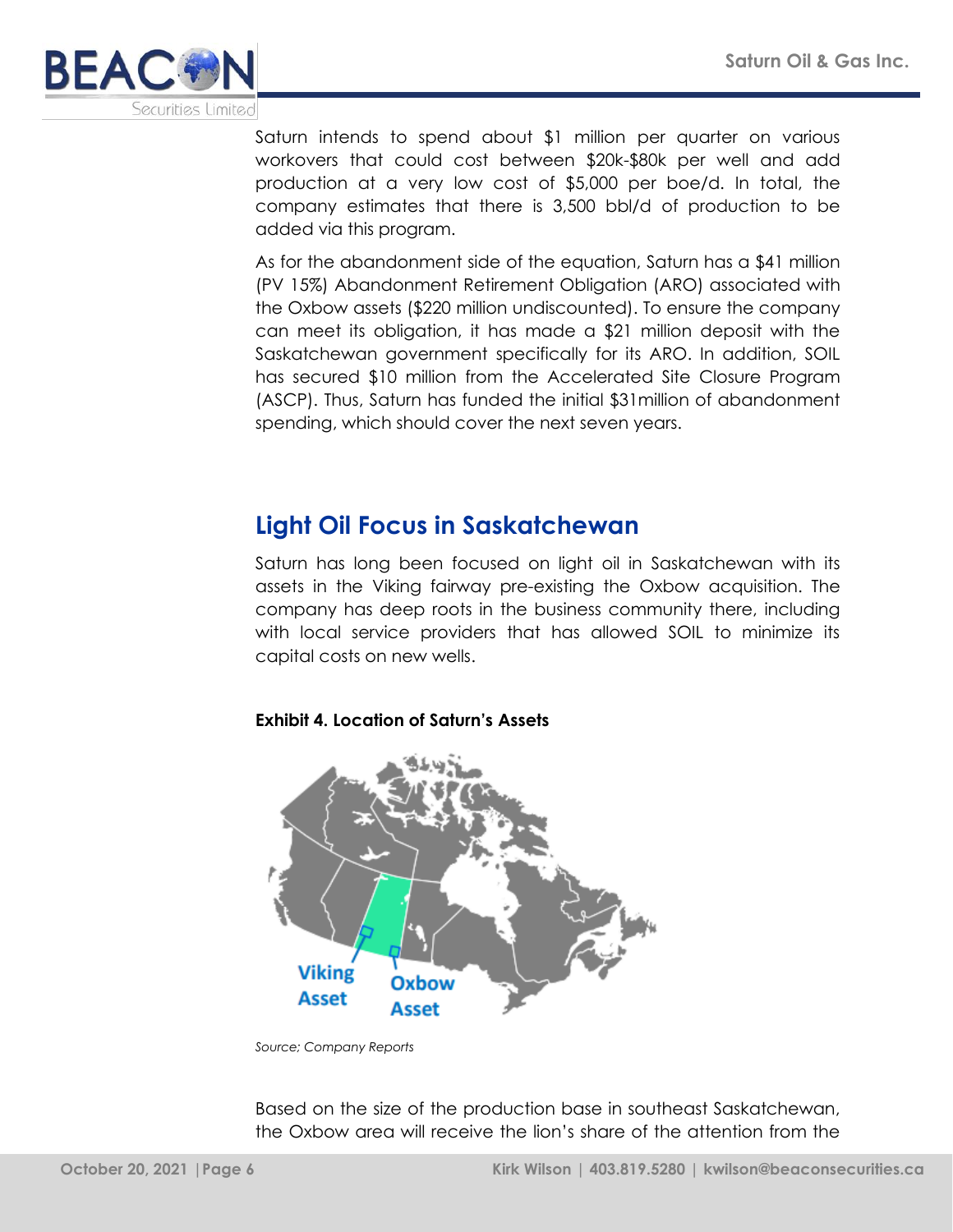Saturn intends to spend about $1 million per quarter on various workovers that could cost between $20k-$80k per well and add production at a very low cost of $5,000 per boe/d. In total, the company estimates that there is 3,500 bbl/d of production to be added via this program.

As for the abandonment side of the equation, Saturn has a $41 million (PV 15%) Abandonment Retirement Obligation (ARO) associated with the Oxbow assets ($220 million undiscounted). To ensure the company can meet its obligation, it has made a $21 million deposit with the Saskatchewan government specifically for its ARO. In addition, SOIL has secured $10 million from the Accelerated Site Closure Program (ASCP). Thus, Saturn has funded the initial $31million of abandonment spending, which should cover the next seven years.

## Light Oil Focus in Saskatchewan

Saturn has long been focused on light oil in Saskatchewan with its assets in the Viking fairway pre-existing the Oxbow acquisition. The company has deep roots in the business community there, including with local service providers that has allowed SOIL to minimize its capital costs on new wells.

**Exhibit 4. Location of Saturn's Assets**

Viking Asset

Oxbow Asset

*Source; Company Reports*

Based on the size of the production base in southeast Saskatchewan, the Oxbow area will receive the lion's share of the attention from the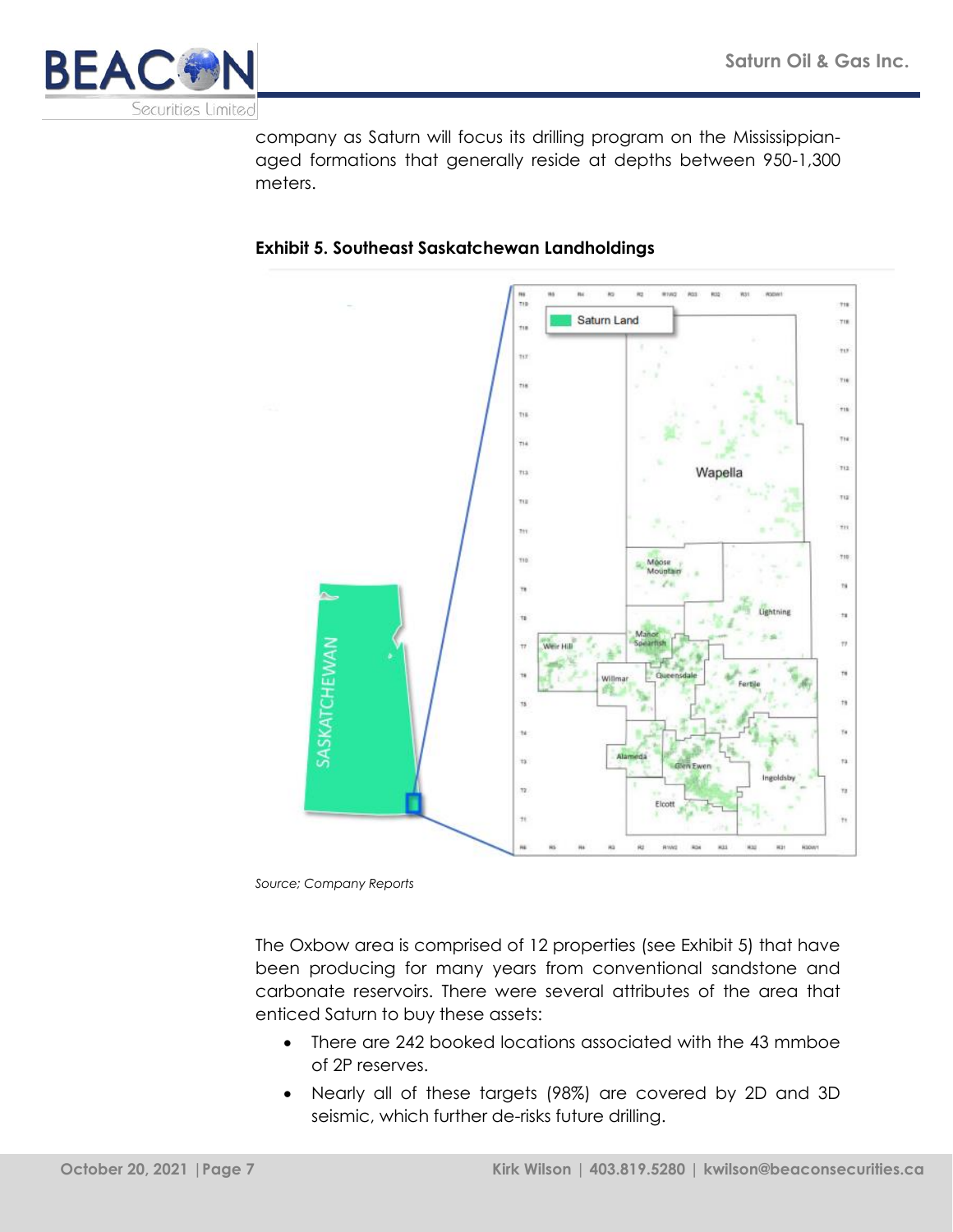company as Saturn will focus its drilling program on the Mississippian-aged formations that generally reside at depths between 950-1,300 meters.

**Exhibit 5. Southeast Saskatchewan Landholdings**

Saturn Land

SASKATCHEWAN

Wapella

Moose Mountain

Lightning

Manor Spearfish

Weir Hill

Willmar

Queensdale

Fertile

Alameda

Glen Ewen

Ingoldsby

Elcott

*Source; Company Reports*

The Oxbow area is comprised of 12 properties (see Exhibit 5) that have been producing for many years from conventional sandstone and carbonate reservoirs. There were several attributes of the area that enticed Saturn to buy these assets:

- There are 242 booked locations associated with the 43 mmboe of 2P reserves.
- Nearly all of these targets (98%) are covered by 2D and 3D seismic, which further de-risks future drilling.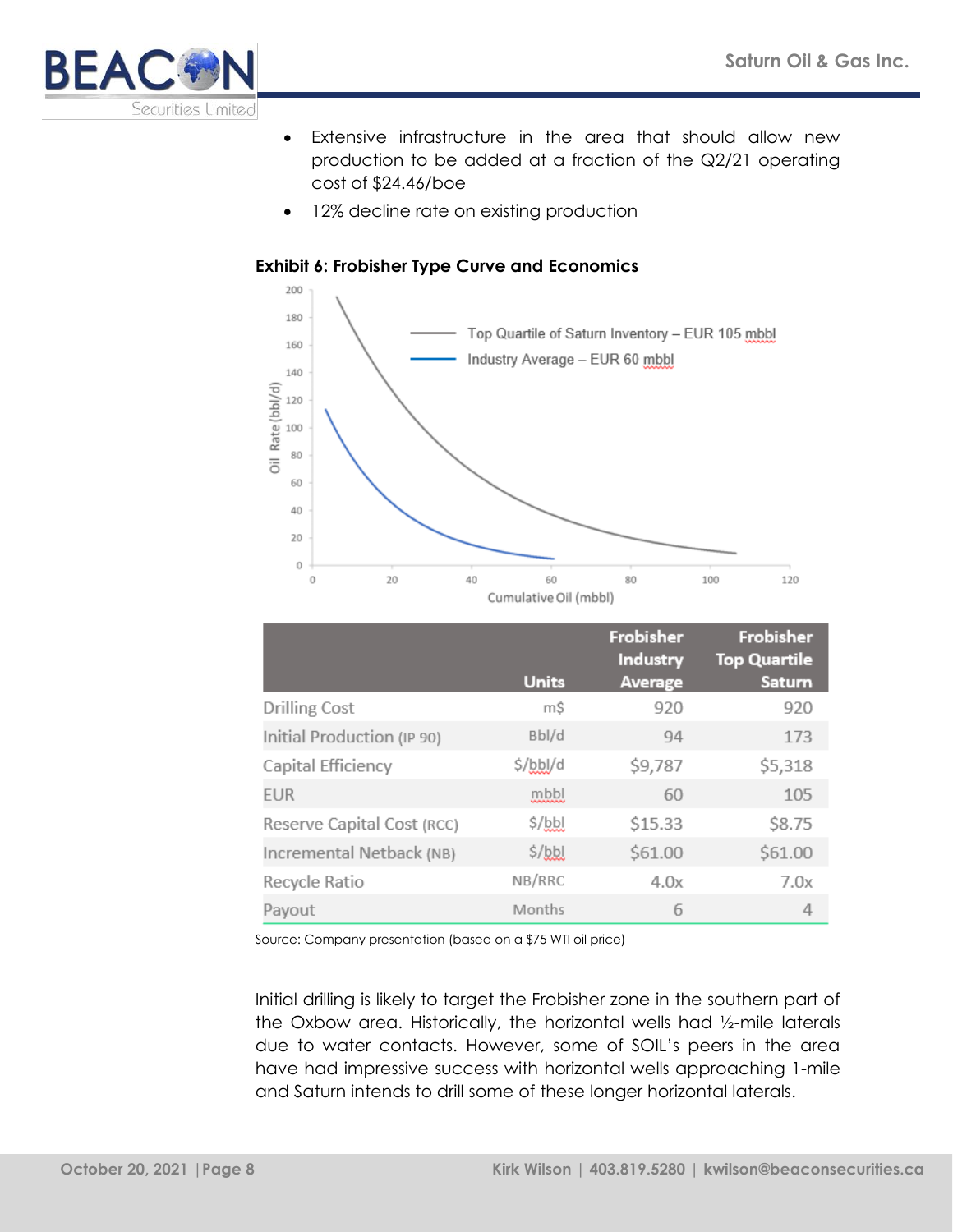- Extensive infrastructure in the area that should allow new production to be added at a fraction of the Q2/21 operating cost of $24.46/boe
- 12% decline rate on existing production

**Exhibit 6: Frobisher Type Curve and Economics**

Top Quartile of Saturn Inventory – EUR 105 mbbl
Industry Average – EUR 60 mbbl
Oil Rate (bbl/d)
Cumulative Oil (mbbl)
0
20
40
60
80
100
120
140
160
180
200
0
20
40
60
80
100
120

| | Units | Frobisher Industry Average | Frobisher Top Quartile Saturn |
|---|---|---|---|
| Drilling Cost | m$ | 920 | 920 |
| Initial Production (IP 90) | Bbl/d | 94 | 173 |
| Capital Efficiency | $/bbl/d | $9,787 | $5,318 |
| EUR | mbbl | 60 | 105 |
| Reserve Capital Cost (RCC) | $/bbl | $15.33 | $8.75 |
| Incremental Netback (NB) | $/bbl | $61.00 | $61.00 |
| Recycle Ratio | NB/RRC | 4.0x | 7.0x |
| Payout | Months | 6 | 4 |

Source: Company presentation (based on a $75 WTI oil price)

Initial drilling is likely to target the Frobisher zone in the southern part of the Oxbow area. Historically, the horizontal wells had ½-mile laterals due to water contacts. However, some of SOIL's peers in the area have had impressive success with horizontal wells approaching 1-mile and Saturn intends to drill some of these longer horizontal laterals.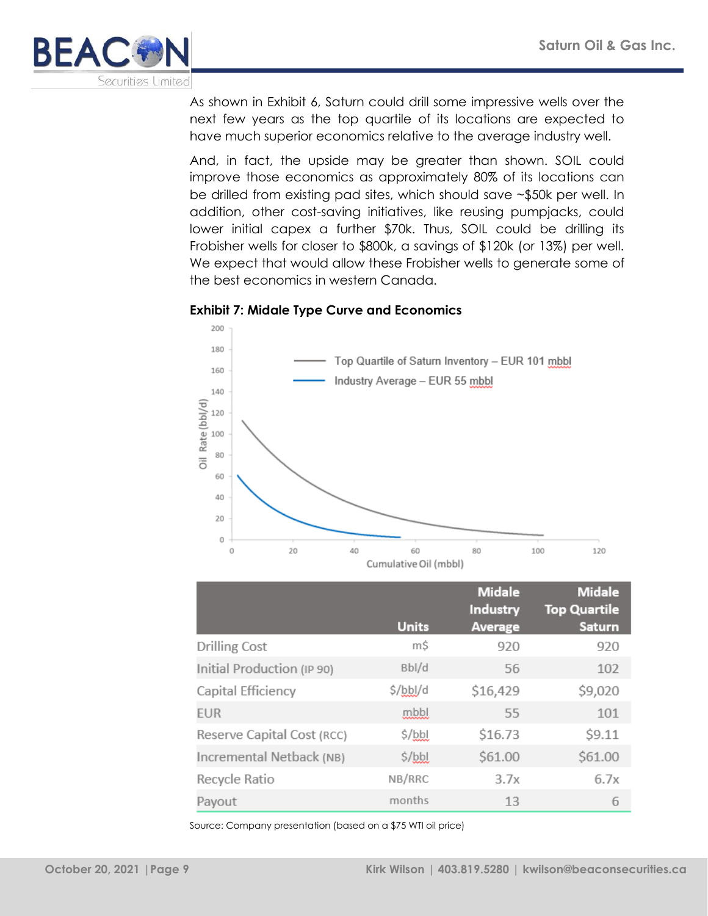As shown in Exhibit 6, Saturn could drill some impressive wells over the next few years as the top quartile of its locations are expected to have much superior economics relative to the average industry well.

And, in fact, the upside may be greater than shown. SOIL could improve those economics as approximately 80% of its locations can be drilled from existing pad sites, which should save ~$50k per well. In addition, other cost-saving initiatives, like reusing pumpjacks, could lower initial capex a further $70k. Thus, SOIL could be drilling its Frobisher wells for closer to $800k, a savings of $120k (or 13%) per well. We expect that would allow these Frobisher wells to generate some of the best economics in western Canada.

**Exhibit 7: Midale Type Curve and Economics**

|  | Units | Midale Industry Average | Midale Top Quartile Saturn |
|---|---|---|---|
| Drilling Cost | m$ | 920 | 920 |
| Initial Production (IP 90) | Bbl/d | 56 | 102 |
| Capital Efficiency | $/bbl/d | $16,429 | $9,020 |
| EUR | mbbl | 55 | 101 |
| Reserve Capital Cost (RCC) | $/bbl | $16.73 | $9.11 |
| Incremental Netback (NB) | $/bbl | $61.00 | $61.00 |
| Recycle Ratio | NB/RRC | 3.7x | 6.7x |
| Payout | months | 13 | 6 |

Source: Company presentation (based on a $75 WTI oil price)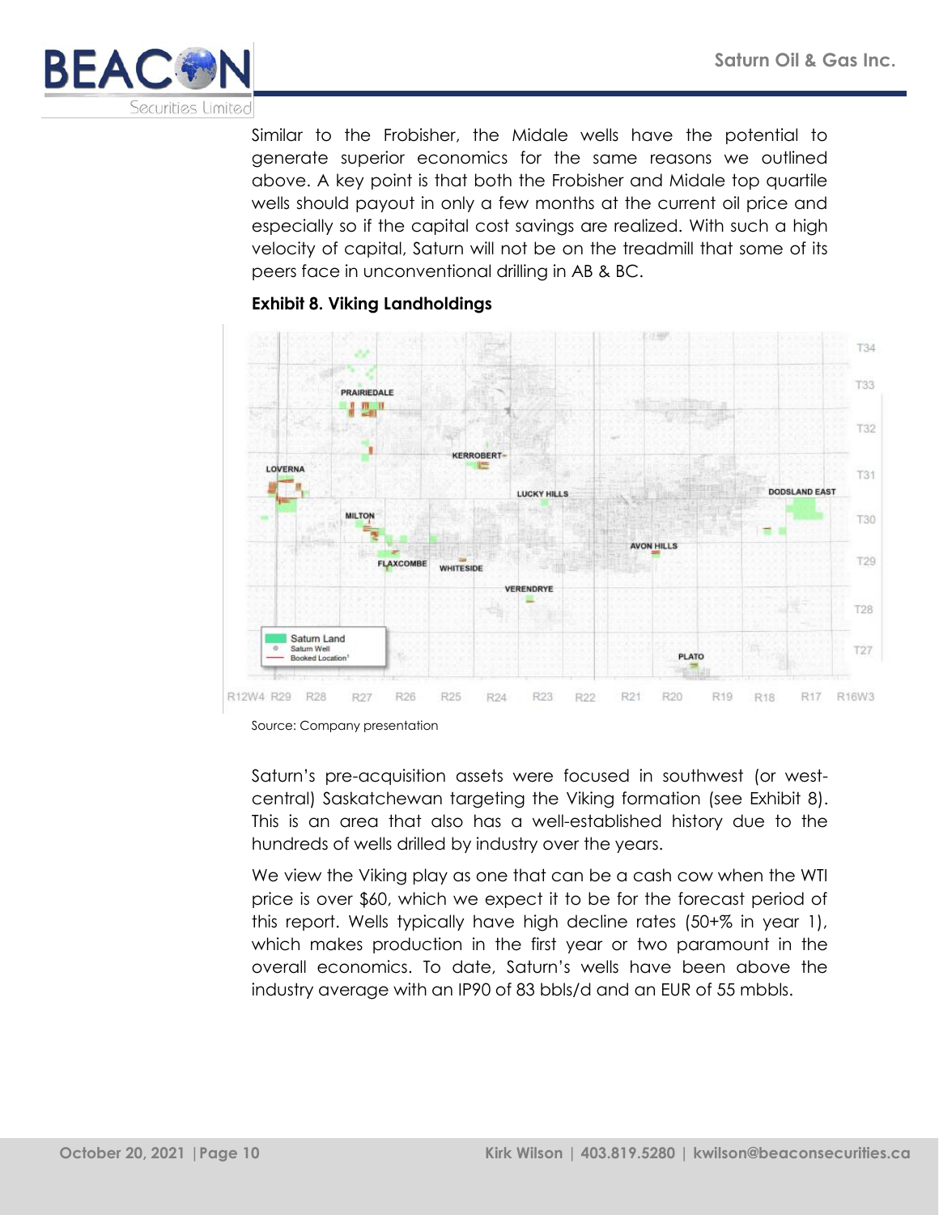Similar to the Frobisher, the Midale wells have the potential to generate superior economics for the same reasons we outlined above. A key point is that both the Frobisher and Midale top quartile wells should payout in only a few months at the current oil price and especially so if the capital cost savings are realized. With such a high velocity of capital, Saturn will not be on the treadmill that some of its peers face in unconventional drilling in AB & BC.

**Exhibit 8. Viking Landholdings**

PRAIRIEDALE
KERROBERT
LOVERNA
LUCKY HILLS
DODSLAND EAST
MILTON
AVON HILLS
FLAXCOMBE
WHITESIDE
VERENDRYE
PLATO

Saturn Land
Saturn Well
Booked Location[1]

T34
T33
T32
T31
T30
T29
T28
T27

R12W4 R29 R28 R27 R26 R25 R24 R23 R22 R21 R20 R19 R18 R17 R16W3

Source: Company presentation

Saturn's pre-acquisition assets were focused in southwest (or west-central) Saskatchewan targeting the Viking formation (see Exhibit 8). This is an area that also has a well-established history due to the hundreds of wells drilled by industry over the years.

We view the Viking play as one that can be a cash cow when the WTI price is over $60, which we expect it to be for the forecast period of this report. Wells typically have high decline rates (50+% in year 1), which makes production in the first year or two paramount in the overall economics. To date, Saturn's wells have been above the industry average with an IP90 of 83 bbls/d and an EUR of 55 mbbls.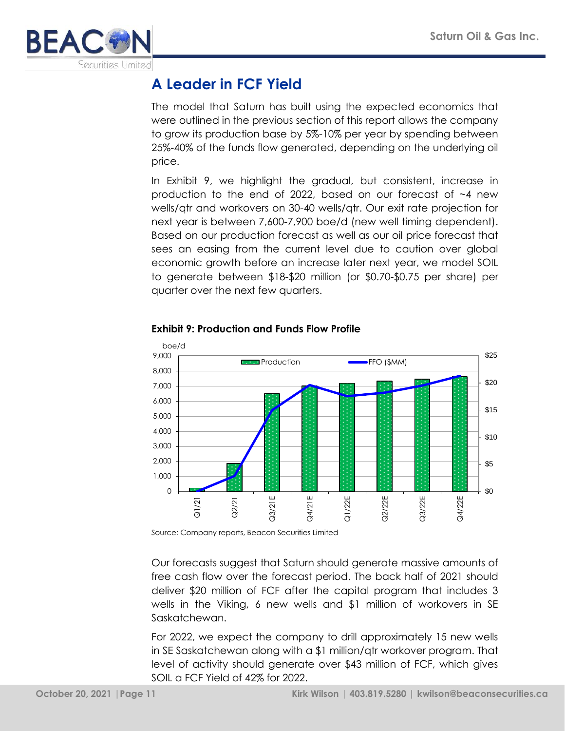## A Leader in FCF Yield

The model that Saturn has built using the expected economics that were outlined in the previous section of this report allows the company to grow its production base by 5%-10% per year by spending between 25%-40% of the funds flow generated, depending on the underlying oil price.

In Exhibit 9, we highlight the gradual, but consistent, increase in production to the end of 2022, based on our forecast of ~4 new wells/qtr and workovers on 30-40 wells/qtr. Our exit rate projection for next year is between 7,600-7,900 boe/d (new well timing dependent). Based on our production forecast as well as our oil price forecast that sees an easing from the current level due to caution over global economic growth before an increase later next year, we model SOIL to generate between $18-$20 million (or $0.70-$0.75 per share) per quarter over the next few quarters.

**Exhibit 9: Production and Funds Flow Profile**

boe/d

9,000
8,000
7,000
6,000
5,000
4,000
3,000
2,000
1,000
0

$25
$20
$15
$10
$5
$0

Production
FFO ($MM)

Q1/21
Q2/21
Q3/21E
Q4/21E
Q1/22E
Q2/22E
Q3/22E
Q4/22E

Source: Company reports, Beacon Securities Limited

Our forecasts suggest that Saturn should generate massive amounts of free cash flow over the forecast period. The back half of 2021 should deliver $20 million of FCF after the capital program that includes 3 wells in the Viking, 6 new wells and $1 million of workovers in SE Saskatchewan.

For 2022, we expect the company to drill approximately 15 new wells in SE Saskatchewan along with a $1 million/qtr workover program. That level of activity should generate over $43 million of FCF, which gives SOIL a FCF Yield of 42% for 2022.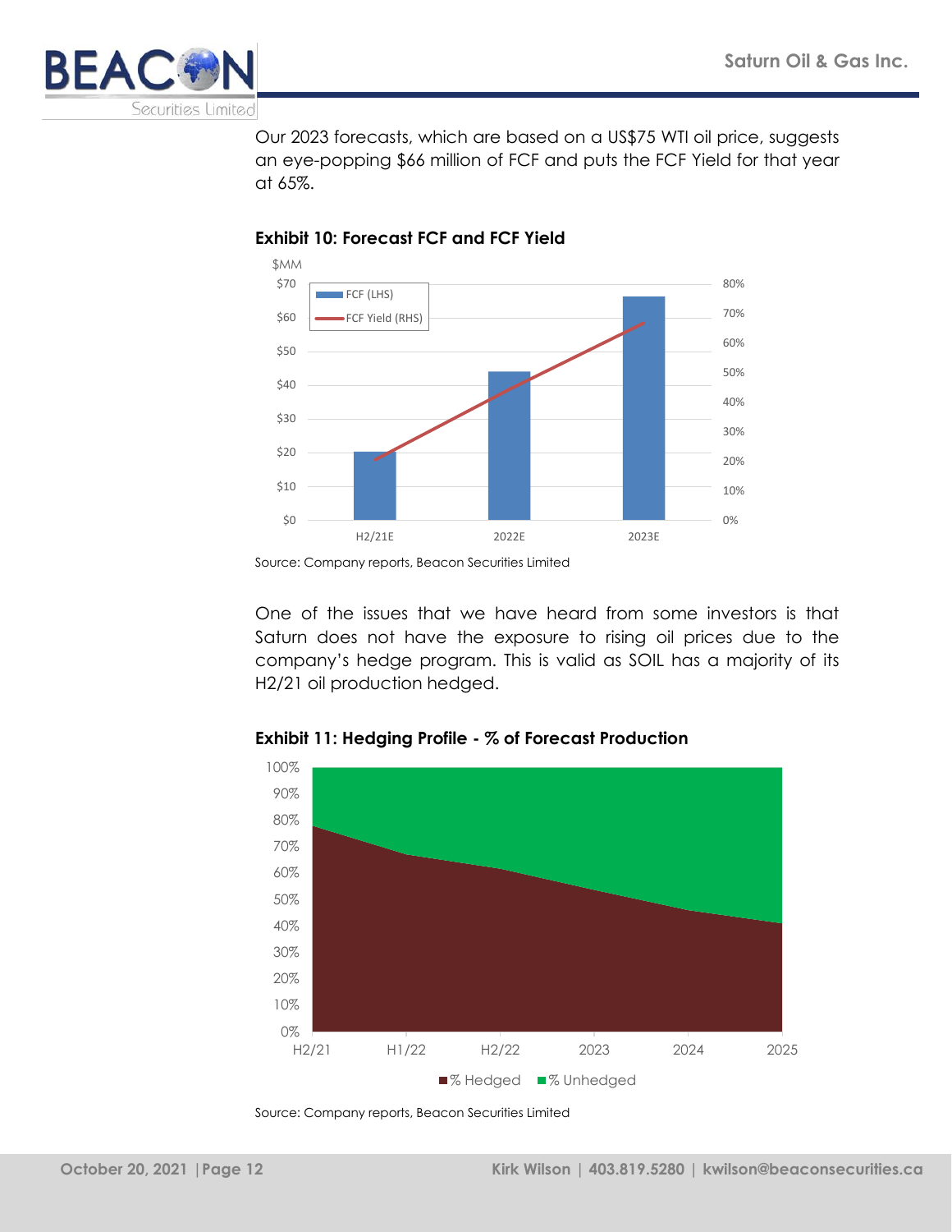Our 2023 forecasts, which are based on a US$75 WTI oil price, suggests an eye-popping $66 million of FCF and puts the FCF Yield for that year at 65%.

**Exhibit 10: Forecast FCF and FCF Yield**

$MM

$70
$60
$50
$40
$30
$20
$10
$0

80%
70%
60%
50%
40%
30%
20%
10%
0%

FCF (LHS)
FCF Yield (RHS)

H2/21E
2022E
2023E

Source: Company reports, Beacon Securities Limited

One of the issues that we have heard from some investors is that Saturn does not have the exposure to rising oil prices due to the company's hedge program. This is valid as SOIL has a majority of its H2/21 oil production hedged.

**Exhibit 11: Hedging Profile - % of Forecast Production**

100%
90%
80%
70%
60%
50%
40%
30%
20%
10%
0%

H2/21
H1/22
H2/22
2023
2024
2025

% Hedged
% Unhedged

Source: Company reports, Beacon Securities Limited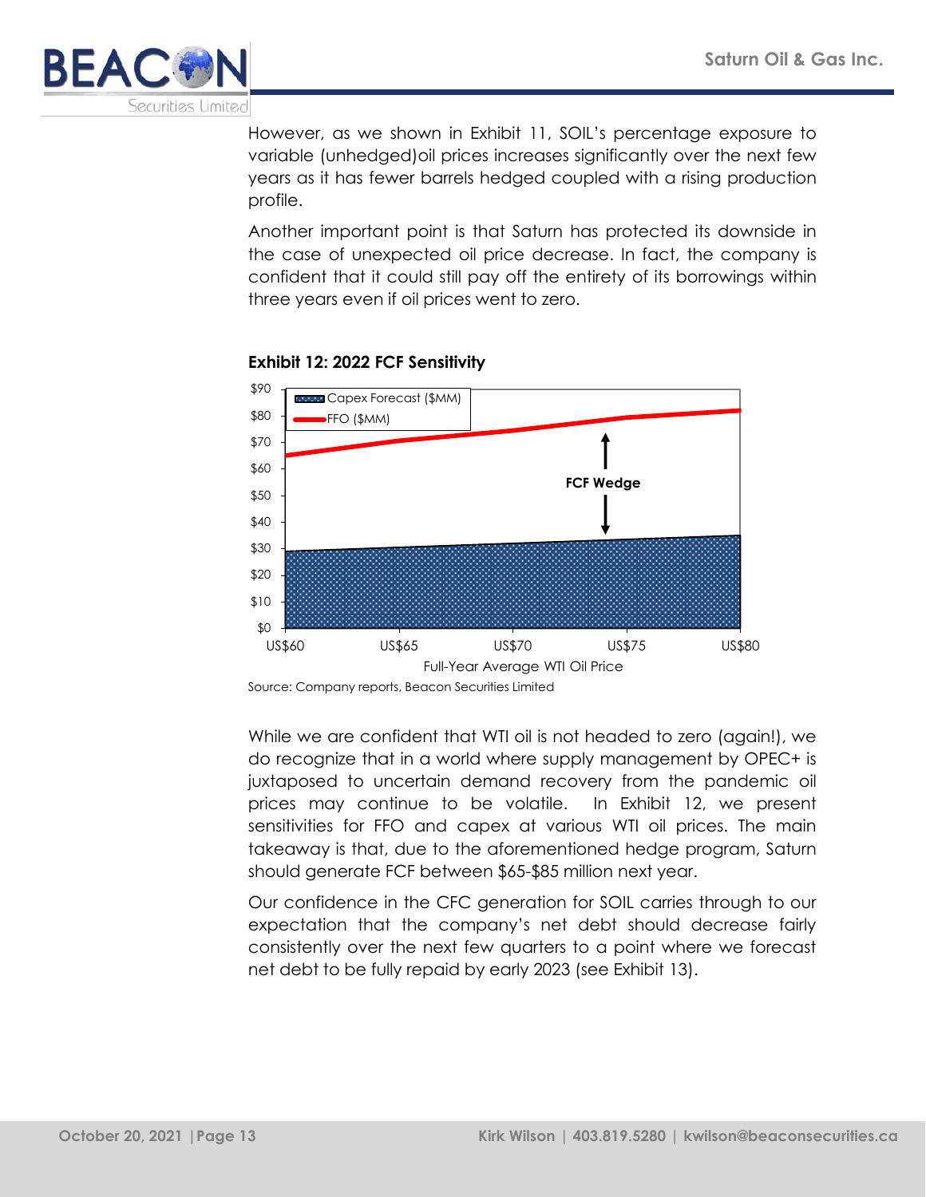However, as we shown in Exhibit 11, SOIL's percentage exposure to variable (unhedged)oil prices increases significantly over the next few years as it has fewer barrels hedged coupled with a rising production profile.

Another important point is that Saturn has protected its downside in the case of unexpected oil price decrease. In fact, the company is confident that it could still pay off the entirety of its borrowings within three years even if oil prices went to zero.

**Exhibit 12: 2022 FCF Sensitivity**

Capex Forecast ($MM)
FFO ($MM)
FCF Wedge
$90
$80
$70
$60
$50
$40
$30
$20
$10
$0
US$60
US$65
US$70
US$75
US$80
Full-Year Average WTI Oil Price

Source: Company reports, Beacon Securities Limited

While we are confident that WTI oil is not headed to zero (again!), we do recognize that in a world where supply management by OPEC+ is juxtaposed to uncertain demand recovery from the pandemic oil prices may continue to be volatile. In Exhibit 12, we present sensitivities for FFO and capex at various WTI oil prices. The main takeaway is that, due to the aforementioned hedge program, Saturn should generate FCF between $65-$85 million next year.

Our confidence in the CFC generation for SOIL carries through to our expectation that the company's net debt should decrease fairly consistently over the next few quarters to a point where we forecast net debt to be fully repaid by early 2023 (see Exhibit 13).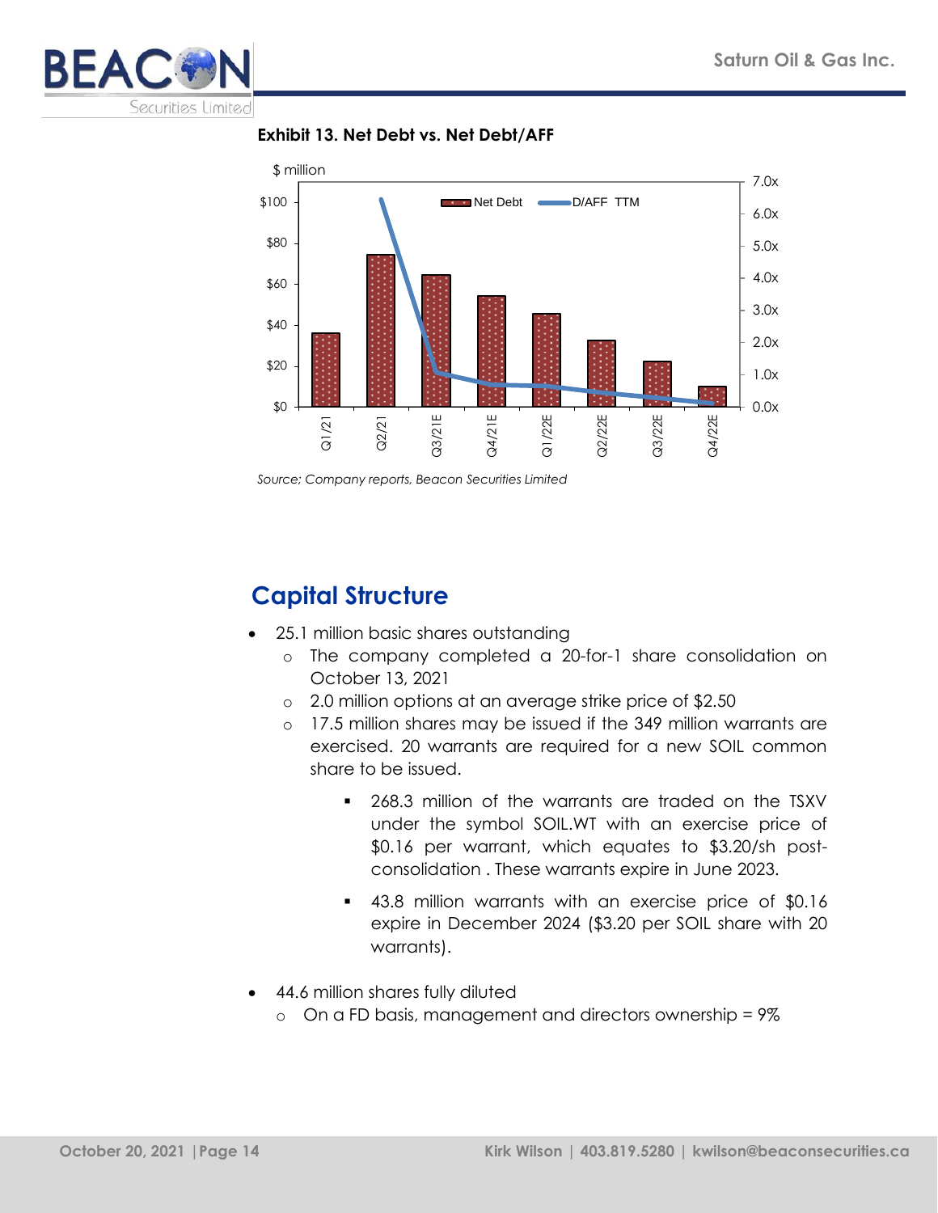**Exhibit 13. Net Debt vs. Net Debt/AFF**

*Source; Company reports, Beacon Securities Limited*

## Capital Structure

- 25.1 million basic shares outstanding
  - The company completed a 20-for-1 share consolidation on October 13, 2021
  - 2.0 million options at an average strike price of $2.50
  - 17.5 million shares may be issued if the 349 million warrants are exercised. 20 warrants are required for a new SOIL common share to be issued.
    - 268.3 million of the warrants are traded on the TSXV under the symbol SOIL.WT with an exercise price of $0.16 per warrant, which equates to $3.20/sh post-consolidation . These warrants expire in June 2023.
    - 43.8 million warrants with an exercise price of $0.16 expire in December 2024 ($3.20 per SOIL share with 20 warrants).
- 44.6 million shares fully diluted
  - On a FD basis, management and directors ownership = 9%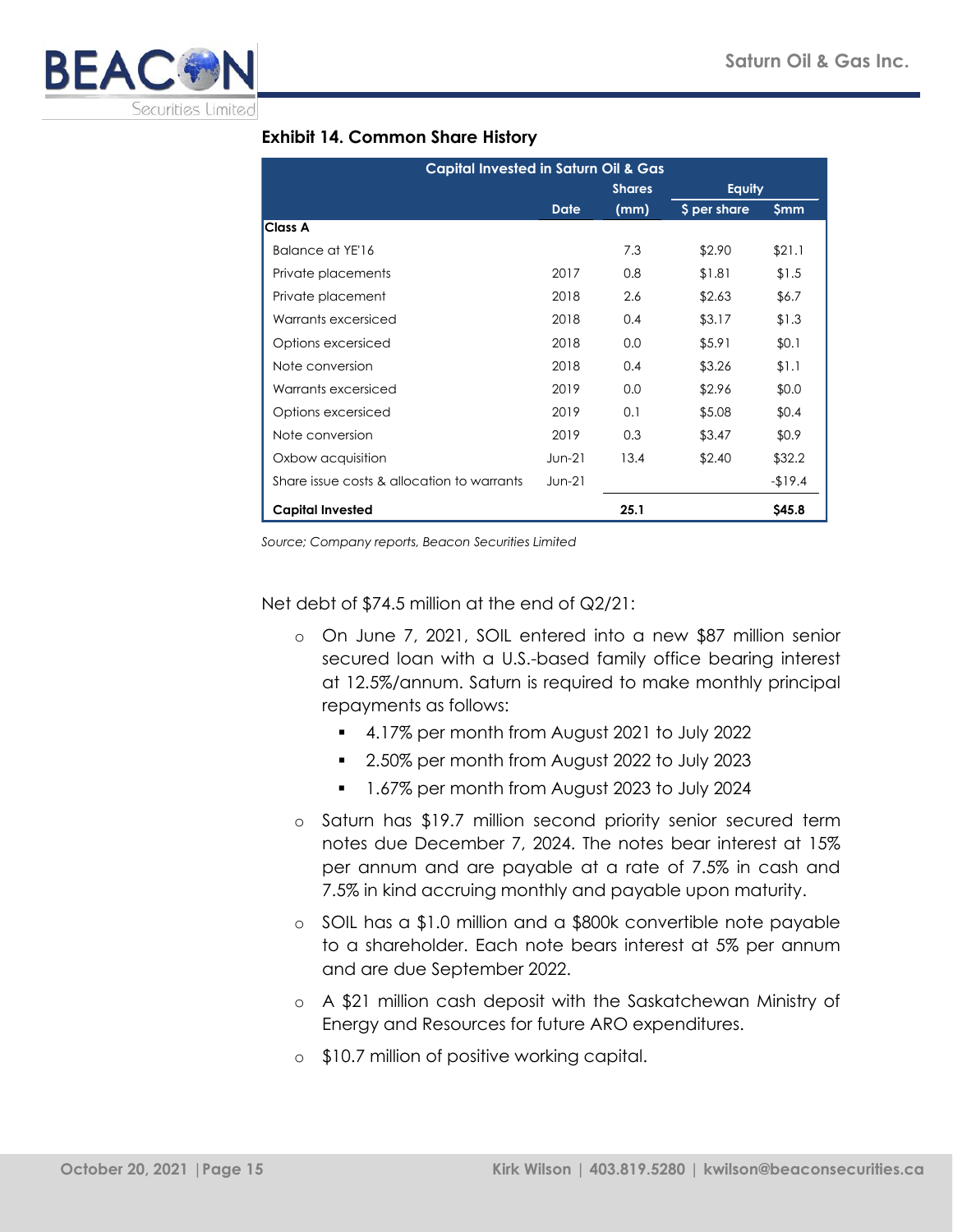### Exhibit 14. Common Share History

| Capital Invested in Saturn Oil & Gas | | | | |
|---|---|---|---|---|
| | | Shares | Equity | |
| | Date | (mm) | $ per share | $mm |
| **Class A** | | | | |
| Balance at YE'16 | | 7.3 | $2.90 | $21.1 |
| Private placements | 2017 | 0.8 | $1.81 | $1.5 |
| Private placement | 2018 | 2.6 | $2.63 | $6.7 |
| Warrants excersiced | 2018 | 0.4 | $3.17 | $1.3 |
| Options excersiced | 2018 | 0.0 | $5.91 | $0.1 |
| Note conversion | 2018 | 0.4 | $3.26 | $1.1 |
| Warrants excersiced | 2019 | 0.0 | $2.96 | $0.0 |
| Options excersiced | 2019 | 0.1 | $5.08 | $0.4 |
| Note conversion | 2019 | 0.3 | $3.47 | $0.9 |
| Oxbow acquisition | Jun-21 | 13.4 | $2.40 | $32.2 |
| Share issue costs & allocation to warrants | Jun-21 | | | -$19.4 |
| **Capital Invested** | | **25.1** | | **$45.8** |

*Source; Company reports, Beacon Securities Limited*

Net debt of $74.5 million at the end of Q2/21:

- On June 7, 2021, SOIL entered into a new $87 million senior secured loan with a U.S.-based family office bearing interest at 12.5%/annum. Saturn is required to make monthly principal repayments as follows:
  - 4.17% per month from August 2021 to July 2022
  - 2.50% per month from August 2022 to July 2023
  - 1.67% per month from August 2023 to July 2024
- Saturn has $19.7 million second priority senior secured term notes due December 7, 2024. The notes bear interest at 15% per annum and are payable at a rate of 7.5% in cash and 7.5% in kind accruing monthly and payable upon maturity.
- SOIL has a $1.0 million and a $800k convertible note payable to a shareholder. Each note bears interest at 5% per annum and are due September 2022.
- A $21 million cash deposit with the Saskatchewan Ministry of Energy and Resources for future ARO expenditures.
- $10.7 million of positive working capital.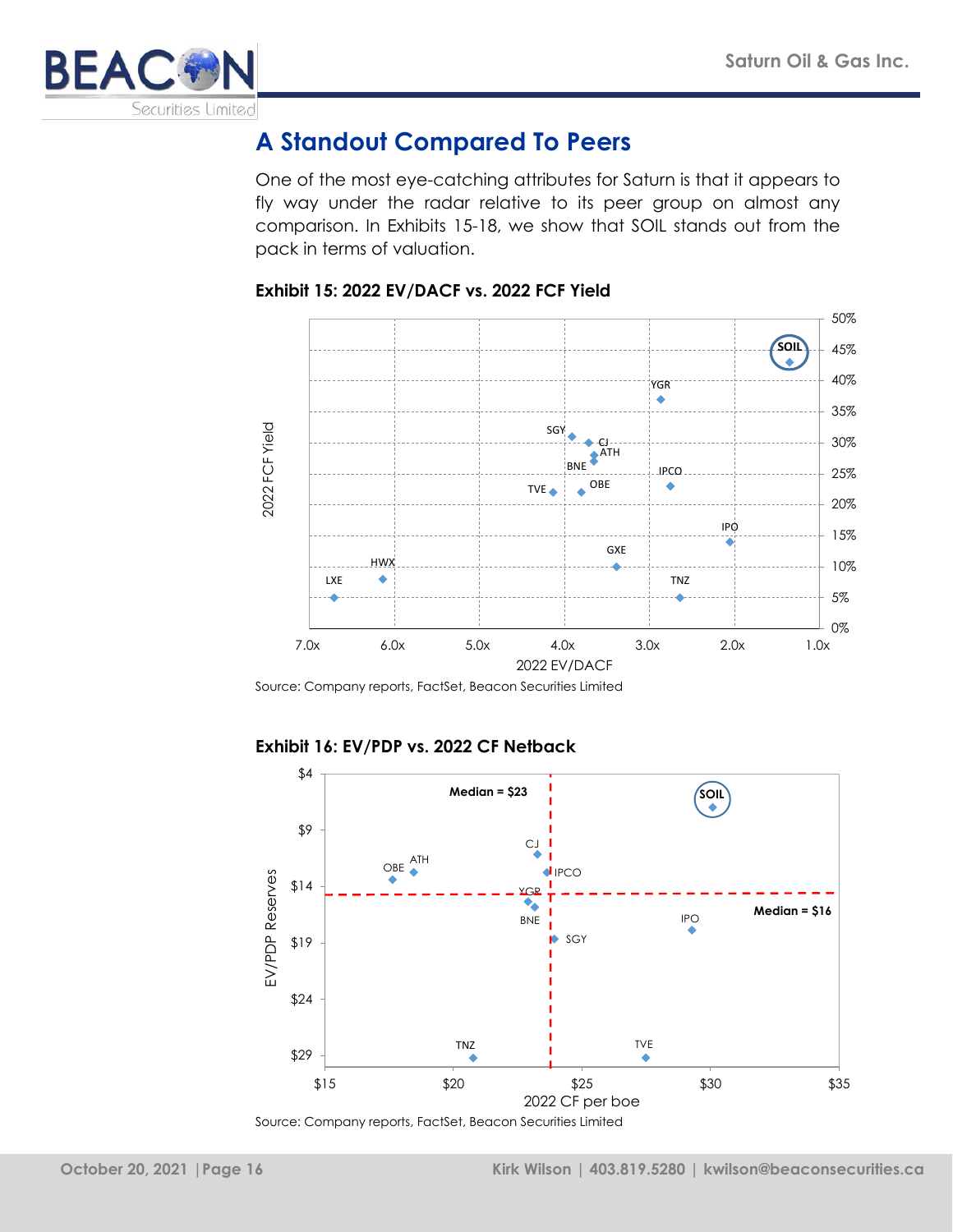## A Standout Compared To Peers

One of the most eye-catching attributes for Saturn is that it appears to fly way under the radar relative to its peer group on almost any comparison. In Exhibits 15-18, we show that SOIL stands out from the pack in terms of valuation.

**Exhibit 15: 2022 EV/DACF vs. 2022 FCF Yield**

2022 FCF Yield

50%
45%
40%
35%
30%
25%
20%
15%
10%
5%
0%

7.0x
6.0x
5.0x
4.0x
3.0x
2.0x
1.0x

2022 EV/DACF

SOIL
YGR
SGY
CJ
ATH
BNE
IPCO
TVE
OBE
IPO
GXE
HWX
LXE
TNZ

Source: Company reports, FactSet, Beacon Securities Limited

**Exhibit 16: EV/PDP vs. 2022 CF Netback**

EV/PDP Reserves

$4
$9
$14
$19
$24
$29

$15
$20
$25
$30
$35

2022 CF per boe

Median = $23
Median = $16

SOIL
CJ
ATH
OBE
IPCO
YGR
BNE
IPO
SGY
TNZ
TVE

Source: Company reports, FactSet, Beacon Securities Limited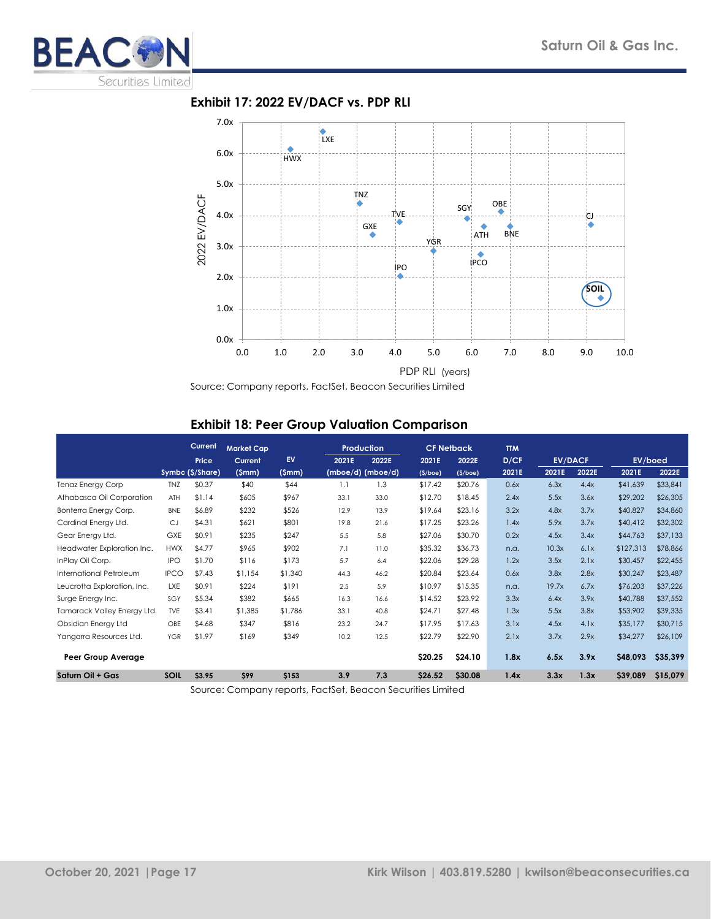## Exhibit 17: 2022 EV/DACF vs. PDP RLI

2022 EV/DACF

7.0x
6.0x
5.0x
4.0x
3.0x
2.0x
1.0x
0.0x

0.0 1.0 2.0 3.0 4.0 5.0 6.0 7.0 8.0 9.0 10.0

PDP RLI (years)

LXE
HWX
TNZ
TVE
GXE
SGY
OBE
ATH
BNE
CJ
YGR
IPCO
IPO
SOIL

Source: Company reports, FactSet, Beacon Securities Limited

## Exhibit 18: Peer Group Valuation Comparison

| | Symbol | Current Price ($/Share) | Market Cap Current ($mm) | EV ($mm) | Production 2021E (mboe/d) | Production 2022E (mboe/d) | CF Netback 2021E ($/boe) | CF Netback 2022E ($/boe) | TTM D/CF 2021E | EV/DACF 2021E | EV/DACF 2022E | EV/boed 2021E | EV/boed 2022E |
|---|---|---|---|---|---|---|---|---|---|---|---|---|---|
| Tenaz Energy Corp | TNZ | $0.37 | $40 | $44 | 1.1 | 1.3 | $17.42 | $20.76 | 0.6x | 6.3x | 4.4x | $41,639 | $33,841 |
| Athabasca Oil Corporation | ATH | $1.14 | $605 | $967 | 33.1 | 33.0 | $12.70 | $18.45 | 2.4x | 5.5x | 3.6x | $29,202 | $26,305 |
| Bonterra Energy Corp. | BNE | $6.89 | $232 | $526 | 12.9 | 13.9 | $19.64 | $23.16 | 3.2x | 4.8x | 3.7x | $40,827 | $34,860 |
| Cardinal Energy Ltd. | CJ | $4.31 | $621 | $801 | 19.8 | 21.6 | $17.25 | $23.26 | 1.4x | 5.9x | 3.7x | $40,412 | $32,302 |
| Gear Energy Ltd. | GXE | $0.91 | $235 | $247 | 5.5 | 5.8 | $27.06 | $30.70 | 0.2x | 4.5x | 3.4x | $44,763 | $37,133 |
| Headwater Exploration Inc. | HWX | $4.77 | $965 | $902 | 7.1 | 11.0 | $35.32 | $36.73 | n.a. | 10.3x | 6.1x | $127,313 | $78,866 |
| InPlay Oil Corp. | IPO | $1.70 | $116 | $173 | 5.7 | 6.4 | $22.06 | $29.28 | 1.2x | 3.5x | 2.1x | $30,457 | $22,455 |
| International Petroleum | IPCO | $7.43 | $1,154 | $1,340 | 44.3 | 46.2 | $20.84 | $23.64 | 0.6x | 3.8x | 2.8x | $30,247 | $23,487 |
| Leucrotta Exploration, Inc. | LXE | $0.91 | $224 | $191 | 2.5 | 5.9 | $10.97 | $15.35 | n.a. | 19.7x | 6.7x | $76,203 | $37,226 |
| Surge Energy Inc. | SGY | $5.34 | $382 | $665 | 16.3 | 16.6 | $14.52 | $23.92 | 3.3x | 6.4x | 3.9x | $40,788 | $37,552 |
| Tamarack Valley Energy Ltd. | TVE | $3.41 | $1,385 | $1,786 | 33.1 | 40.8 | $24.71 | $27.48 | 1.3x | 5.5x | 3.8x | $53,902 | $39,335 |
| Obsidian Energy Ltd | OBE | $4.68 | $347 | $816 | 23.2 | 24.7 | $17.95 | $17.63 | 3.1x | 4.5x | 4.1x | $35,177 | $30,715 |
| Yangarra Resources Ltd. | YGR | $1.97 | $169 | $349 | 10.2 | 12.5 | $22.79 | $22.90 | 2.1x | 3.7x | 2.9x | $34,277 | $26,109 |
| **Peer Group Average** | | | | | | | **$20.25** | **$24.10** | **1.8x** | **6.5x** | **3.9x** | **$48,093** | **$35,399** |
| **Saturn Oil + Gas** | **SOIL** | **$3.95** | **$99** | **$153** | **3.9** | **7.3** | **$26.52** | **$30.08** | **1.4x** | **3.3x** | **1.3x** | **$39,089** | **$15,079** |

Source: Company reports, FactSet, Beacon Securities Limited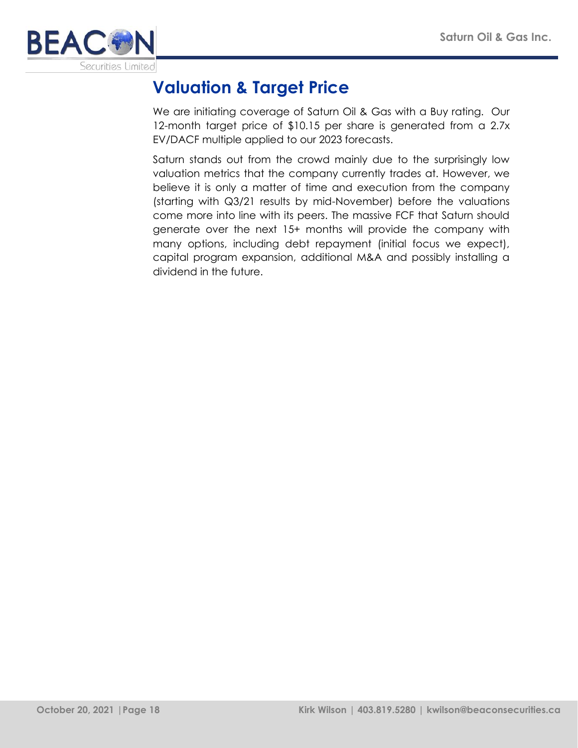## Valuation & Target Price

We are initiating coverage of Saturn Oil & Gas with a Buy rating. Our 12-month target price of $10.15 per share is generated from a 2.7x EV/DACF multiple applied to our 2023 forecasts.

Saturn stands out from the crowd mainly due to the surprisingly low valuation metrics that the company currently trades at. However, we believe it is only a matter of time and execution from the company (starting with Q3/21 results by mid-November) before the valuations come more into line with its peers. The massive FCF that Saturn should generate over the next 15+ months will provide the company with many options, including debt repayment (initial focus we expect), capital program expansion, additional M&A and possibly installing a dividend in the future.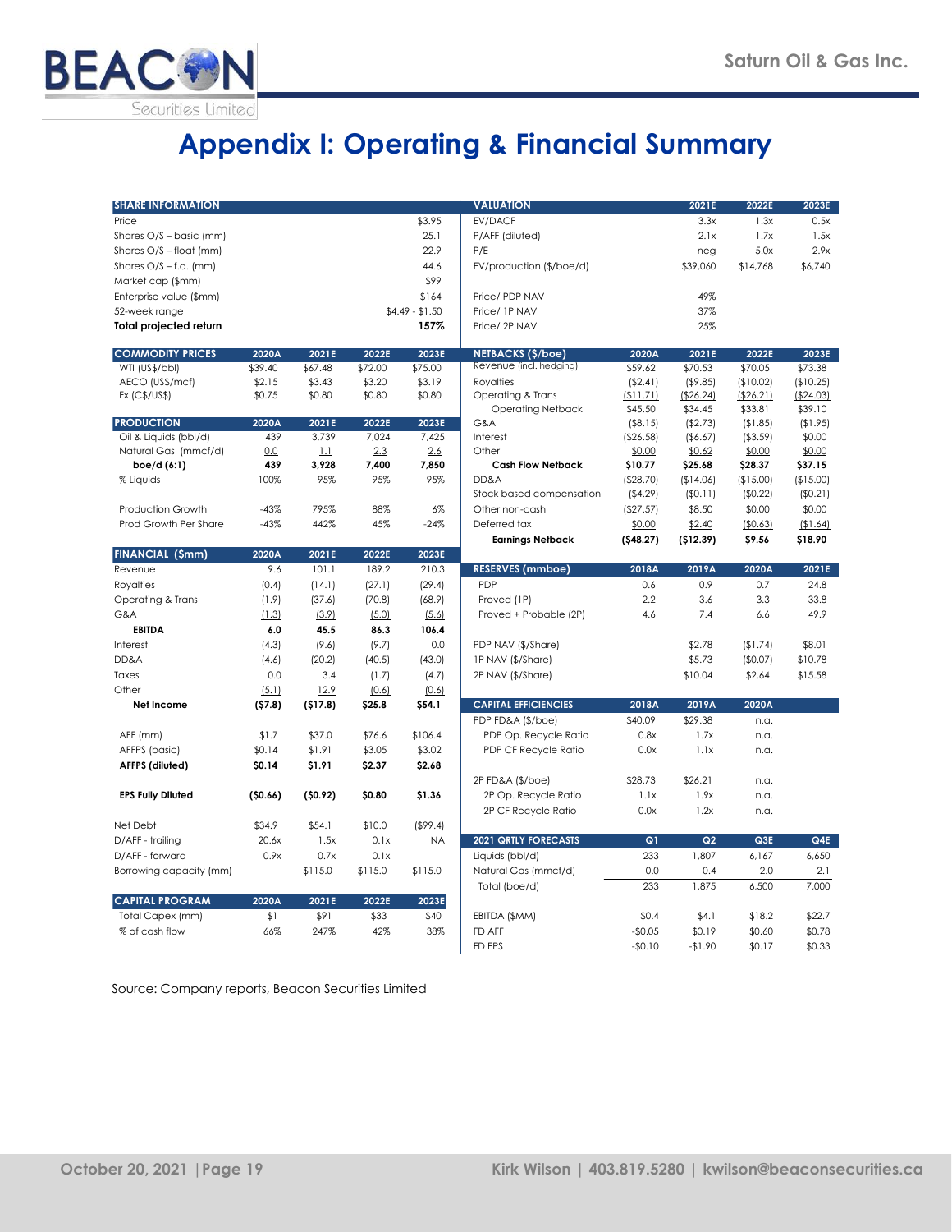# Appendix I: Operating & Financial Summary

| SHARE INFORMATION | |
|---|---|
| Price | $3.95 |
| Shares O/S – basic (mm) | 25.1 |
| Shares O/S – float (mm) | 22.9 |
| Shares O/S – f.d. (mm) | 44.6 |
| Market cap ($mm) | $99 |
| Enterprise value ($mm) | $164 |
| 52-week range | $4.49 - $1.50 |
| **Total projected return** | **157%** |

| COMMODITY PRICES | 2020A | 2021E | 2022E | 2023E |
|---|---|---|---|---|
| WTI (US$/bbl) | $39.40 | $67.48 | $72.00 | $75.00 |
| AECO (US$/mcf) | $2.15 | $3.43 | $3.20 | $3.19 |
| Fx (C$/US$) | $0.75 | $0.80 | $0.80 | $0.80 |

| PRODUCTION | 2020A | 2021E | 2022E | 2023E |
|---|---|---|---|---|
| Oil & Liquids (bbl/d) | 439 | 3,739 | 7,024 | 7,425 |
| Natural Gas (mmcf/d) | 0.0 | 1.1 | 2.3 | 2.6 |
| **boe/d (6:1)** | **439** | **3,928** | **7,400** | **7,850** |
| % Liquids | 100% | 95% | 95% | 95% |
| Production Growth | -43% | 795% | 88% | 6% |
| Prod Growth Per Share | -43% | 442% | 45% | -24% |

| FINANCIAL ($mm) | 2020A | 2021E | 2022E | 2023E |
|---|---|---|---|---|
| Revenue | 9.6 | 101.1 | 189.2 | 210.3 |
| Royalties | (0.4) | (14.1) | (27.1) | (29.4) |
| Operating & Trans | (1.9) | (37.6) | (70.8) | (68.9) |
| G&A | (1.3) | (3.9) | (5.0) | (5.6) |
| **EBITDA** | **6.0** | **45.5** | **86.3** | **106.4** |
| Interest | (4.3) | (9.6) | (9.7) | 0.0 |
| DD&A | (4.6) | (20.2) | (40.5) | (43.0) |
| Taxes | 0.0 | 3.4 | (1.7) | (4.7) |
| Other | (5.1) | 12.9 | (0.6) | (0.6) |
| **Net Income** | **($7.8)** | **($17.8)** | **$25.8** | **$54.1** |
| AFF (mm) | $1.7 | $37.0 | $76.6 | $106.4 |
| AFFPS (basic) | $0.14 | $1.91 | $3.05 | $3.02 |
| **AFFPS (diluted)** | **$0.14** | **$1.91** | **$2.37** | **$2.68** |
| **EPS Fully Diluted** | **($0.66)** | **($0.92)** | **$0.80** | **$1.36** |
| Net Debt | $34.9 | $54.1 | $10.0 | ($99.4) |
| D/AFF - trailing | 20.6x | 1.5x | 0.1x | NA |
| D/AFF - forward | 0.9x | 0.7x | 0.1x | |
| Borrowing capacity (mm) | | $115.0 | $115.0 | $115.0 |

| CAPITAL PROGRAM | 2020A | 2021E | 2022E | 2023E |
|---|---|---|---|---|
| Total Capex (mm) | $1 | $91 | $33 | $40 |
| % of cash flow | 66% | 247% | 42% | 38% |

| VALUATION | 2021E | 2022E | 2023E |
|---|---|---|---|
| EV/DACF | 3.3x | 1.3x | 0.5x |
| P/AFF (diluted) | 2.1x | 1.7x | 1.5x |
| P/E | neg | 5.0x | 2.9x |
| EV/production ($/boe/d) | $39,060 | $14,768 | $6,740 |
| Price/ PDP NAV | 49% | | |
| Price/ 1P NAV | 37% | | |
| Price/ 2P NAV | 25% | | |

| NETBACKS ($/boe) | 2020A | 2021E | 2022E | 2023E |
|---|---|---|---|---|
| Revenue (incl. hedging) | $59.62 | $70.53 | $70.05 | $73.38 |
| Royalties | ($2.41) | ($9.85) | ($10.02) | ($10.25) |
| Operating & Trans | ($11.71) | ($26.24) | ($26.21) | ($24.03) |
| Operating Netback | $45.50 | $34.45 | $33.81 | $39.10 |
| G&A | ($8.15) | ($2.73) | ($1.85) | ($1.95) |
| Interest | ($26.58) | ($6.67) | ($3.59) | $0.00 |
| Other | $0.00 | $0.62 | $0.00 | $0.00 |
| **Cash Flow Netback** | **$10.77** | **$25.68** | **$28.37** | **$37.15** |
| DD&A | ($28.70) | ($14.06) | ($15.00) | ($15.00) |
| Stock based compensation | ($4.29) | ($0.11) | ($0.22) | ($0.21) |
| Other non-cash | ($27.57) | $8.50 | $0.00 | $0.00 |
| Deferred tax | $0.00 | $2.40 | ($0.63) | ($1.64) |
| **Earnings Netback** | **($48.27)** | **($12.39)** | **$9.56** | **$18.90** |

| RESERVES (mmboe) | 2018A | 2019A | 2020A | 2021E |
|---|---|---|---|---|
| PDP | 0.6 | 0.9 | 0.7 | 24.8 |
| Proved (1P) | 2.2 | 3.6 | 3.3 | 33.8 |
| Proved + Probable (2P) | 4.6 | 7.4 | 6.6 | 49.9 |
| PDP NAV ($/Share) | | $2.78 | ($1.74) | $8.01 |
| 1P NAV ($/Share) | | $5.73 | ($0.07) | $10.78 |
| 2P NAV ($/Share) | | $10.04 | $2.64 | $15.58 |

| CAPITAL EFFICIENCIES | 2018A | 2019A | 2020A |
|---|---|---|---|
| PDP FD&A ($/boe) | $40.09 | $29.38 | n.a. |
| PDP Op. Recycle Ratio | 0.8x | 1.7x | n.a. |
| PDP CF Recycle Ratio | 0.0x | 1.1x | n.a. |
| 2P FD&A ($/boe) | $28.73 | $26.21 | n.a. |
| 2P Op. Recycle Ratio | 1.1x | 1.9x | n.a. |
| 2P CF Recycle Ratio | 0.0x | 1.2x | n.a. |

| 2021 QRTLY FORECASTS | Q1 | Q2 | Q3E | Q4E |
|---|---|---|---|---|
| Liquids (bbl/d) | 233 | 1,807 | 6,167 | 6,650 |
| Natural Gas (mmcf/d) | 0.0 | 0.4 | 2.0 | 2.1 |
| Total (boe/d) | 233 | 1,875 | 6,500 | 7,000 |
| EBITDA ($MM) | $0.4 | $4.1 | $18.2 | $22.7 |
| FD AFF | -$0.05 | $0.19 | $0.60 | $0.78 |
| FD EPS | -$0.10 | -$1.90 | $0.17 | $0.33 |

Source: Company reports, Beacon Securities Limited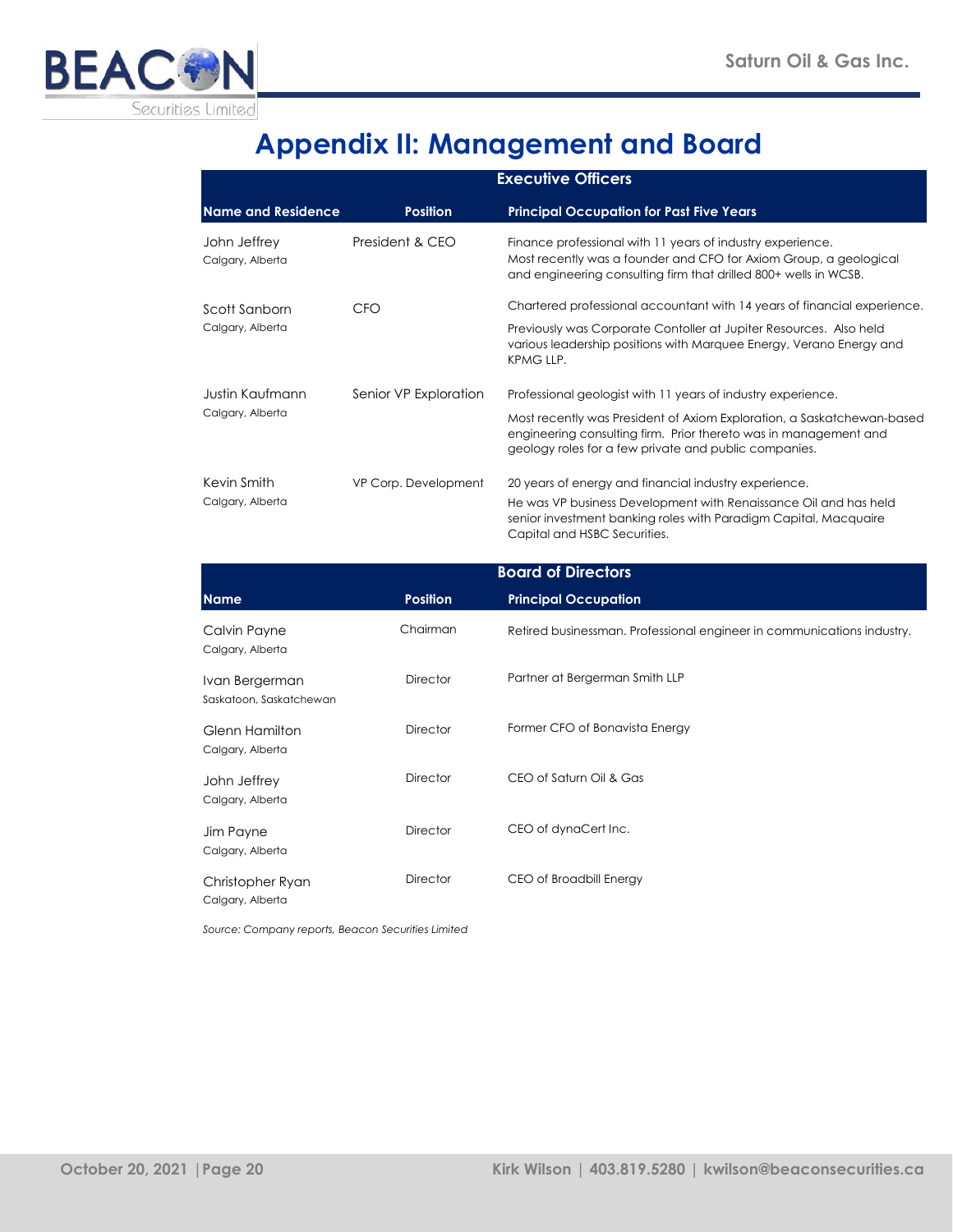# Appendix II: Management and Board

| Executive Officers | | |
|---|---|---|
| **Name and Residence** | **Position** | **Principal Occupation for Past Five Years** |
| John Jeffrey<br>Calgary, Alberta | President & CEO | Finance professional with 11 years of industry experience.<br>Most recently was a founder and CFO for Axiom Group, a geological and engineering consulting firm that drilled 800+ wells in WCSB. |
| Scott Sanborn<br>Calgary, Alberta | CFO | Chartered professional accountant with 14 years of financial experience.<br>Previously was Corporate Contoller at Jupiter Resources. Also held various leadership positions with Marquee Energy, Verano Energy and KPMG LLP. |
| Justin Kaufmann<br>Calgary, Alberta | Senior VP Exploration | Professional geologist with 11 years of industry experience.<br>Most recently was President of Axiom Exploration, a Saskatchewan-based engineering consulting firm. Prior thereto was in management and geology roles for a few private and public companies. |
| Kevin Smith<br>Calgary, Alberta | VP Corp. Development | 20 years of energy and financial industry experience.<br>He was VP business Development with Renaissance Oil and has held senior investment banking roles with Paradigm Capital, Macquaire Capital and HSBC Securities. |

| Board of Directors | | |
|---|---|---|
| **Name** | **Position** | **Principal Occupation** |
| Calvin Payne<br>Calgary, Alberta | Chairman | Retired businessman. Professional engineer in communications industry. |
| Ivan Bergerman<br>Saskatoon, Saskatchewan | Director | Partner at Bergerman Smith LLP |
| Glenn Hamilton<br>Calgary, Alberta | Director | Former CFO of Bonavista Energy |
| John Jeffrey<br>Calgary, Alberta | Director | CEO of Saturn Oil & Gas |
| Jim Payne<br>Calgary, Alberta | Director | CEO of dynaCert Inc. |
| Christopher Ryan<br>Calgary, Alberta | Director | CEO of Broadbill Energy |

*Source: Company reports, Beacon Securities Limited*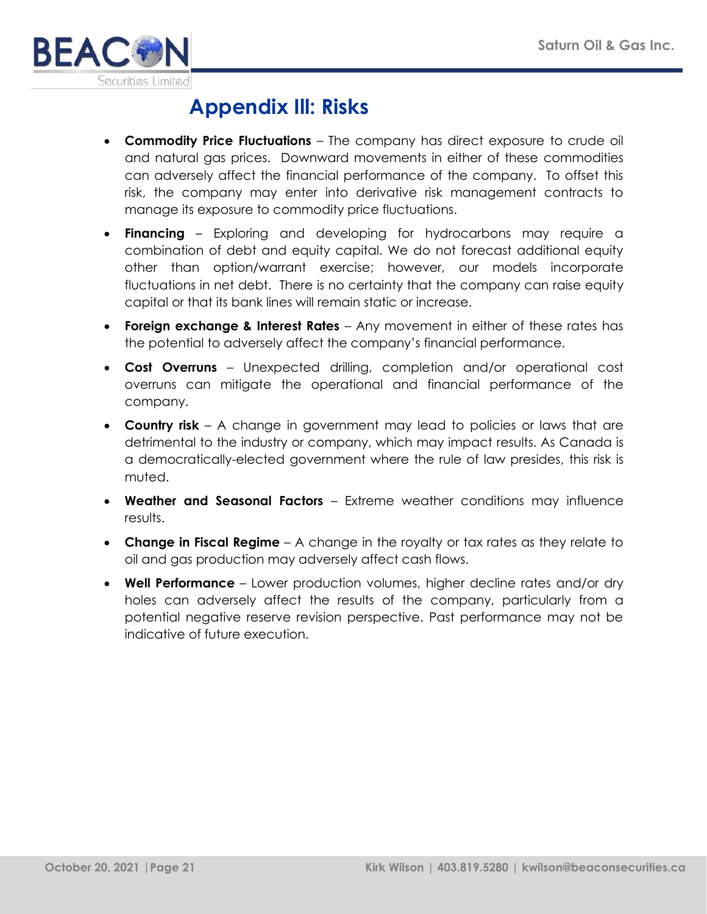## Appendix III: Risks

- **Commodity Price Fluctuations** – The company has direct exposure to crude oil and natural gas prices. Downward movements in either of these commodities can adversely affect the financial performance of the company. To offset this risk, the company may enter into derivative risk management contracts to manage its exposure to commodity price fluctuations.
- **Financing** – Exploring and developing for hydrocarbons may require a combination of debt and equity capital. We do not forecast additional equity other than option/warrant exercise; however, our models incorporate fluctuations in net debt. There is no certainty that the company can raise equity capital or that its bank lines will remain static or increase.
- **Foreign exchange & Interest Rates** – Any movement in either of these rates has the potential to adversely affect the company's financial performance.
- **Cost Overruns** – Unexpected drilling, completion and/or operational cost overruns can mitigate the operational and financial performance of the company.
- **Country risk** – A change in government may lead to policies or laws that are detrimental to the industry or company, which may impact results. As Canada is a democratically-elected government where the rule of law presides, this risk is muted.
- **Weather and Seasonal Factors** – Extreme weather conditions may influence results.
- **Change in Fiscal Regime** – A change in the royalty or tax rates as they relate to oil and gas production may adversely affect cash flows.
- **Well Performance** – Lower production volumes, higher decline rates and/or dry holes can adversely affect the results of the company, particularly from a potential negative reserve revision perspective. Past performance may not be indicative of future execution.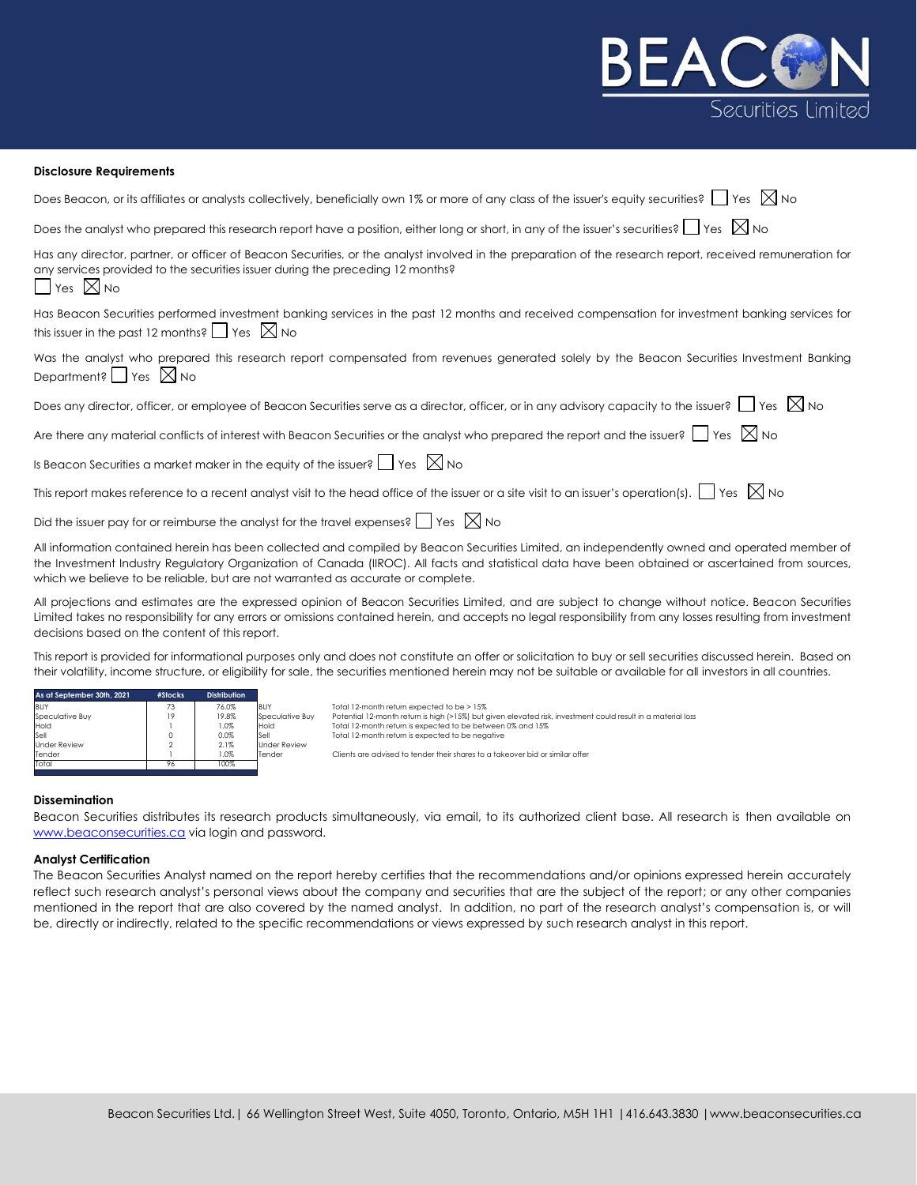### Disclosure Requirements

Does Beacon, or its affiliates or analysts collectively, beneficially own 1% or more of any class of the issuer's equity securities? ☐ Yes ☒ No

Does the analyst who prepared this research report have a position, either long or short, in any of the issuer's securities? ☐ Yes ☒ No

Has any director, partner, or officer of Beacon Securities, or the analyst involved in the preparation of the research report, received remuneration for any services provided to the securities issuer during the preceding 12 months?
☐ Yes ☒ No

Has Beacon Securities performed investment banking services in the past 12 months and received compensation for investment banking services for this issuer in the past 12 months? ☐ Yes ☒ No

Was the analyst who prepared this research report compensated from revenues generated solely by the Beacon Securities Investment Banking Department? ☐ Yes ☒ No

Does any director, officer, or employee of Beacon Securities serve as a director, officer, or in any advisory capacity to the issuer? ☐ Yes ☒ No

Are there any material conflicts of interest with Beacon Securities or the analyst who prepared the report and the issuer? ☐ Yes ☒ No

Is Beacon Securities a market maker in the equity of the issuer? ☐ Yes ☒ No

This report makes reference to a recent analyst visit to the head office of the issuer or a site visit to an issuer's operation(s). ☐ Yes ☒ No

Did the issuer pay for or reimburse the analyst for the travel expenses? ☐ Yes ☒ No

All information contained herein has been collected and compiled by Beacon Securities Limited, an independently owned and operated member of the Investment Industry Regulatory Organization of Canada (IIROC). All facts and statistical data have been obtained or ascertained from sources, which we believe to be reliable, but are not warranted as accurate or complete.

All projections and estimates are the expressed opinion of Beacon Securities Limited, and are subject to change without notice. Beacon Securities Limited takes no responsibility for any errors or omissions contained herein, and accepts no legal responsibility from any losses resulting from investment decisions based on the content of this report.

This report is provided for informational purposes only and does not constitute an offer or solicitation to buy or sell securities discussed herein. Based on their volatility, income structure, or eligibility for sale, the securities mentioned herein may not be suitable or available for all investors in all countries.

| As at September 30th, 2021 | #Stocks | Distribution |
|---|---|---|
| BUY | 73 | 76.0% |
| Speculative Buy | 19 | 19.8% |
| Hold | 1 | 1.0% |
| Sell | 0 | 0.0% |
| Under Review | 2 | 2.1% |
| Tender | 1 | 1.0% |
| Total | 96 | 100% |

| | |
|---|---|
| BUY | Total 12-month return expected to be > 15% |
| Speculative Buy | Potential 12-month return is high (>15%) but given elevated risk, investment could result in a material loss |
| Hold | Total 12-month return is expected to be between 0% and 15% |
| Sell | Total 12-month return is expected to be negative |
| Under Review | |
| Tender | Clients are advised to tender their shares to a takeover bid or similar offer |

### Dissemination

Beacon Securities distributes its research products simultaneously, via email, to its authorized client base. All research is then available on www.beaconsecurities.ca via login and password.

### Analyst Certification

The Beacon Securities Analyst named on the report hereby certifies that the recommendations and/or opinions expressed herein accurately reflect such research analyst's personal views about the company and securities that are the subject of the report; or any other companies mentioned in the report that are also covered by the named analyst. In addition, no part of the research analyst's compensation is, or will be, directly or indirectly, related to the specific recommendations or views expressed by such research analyst in this report.